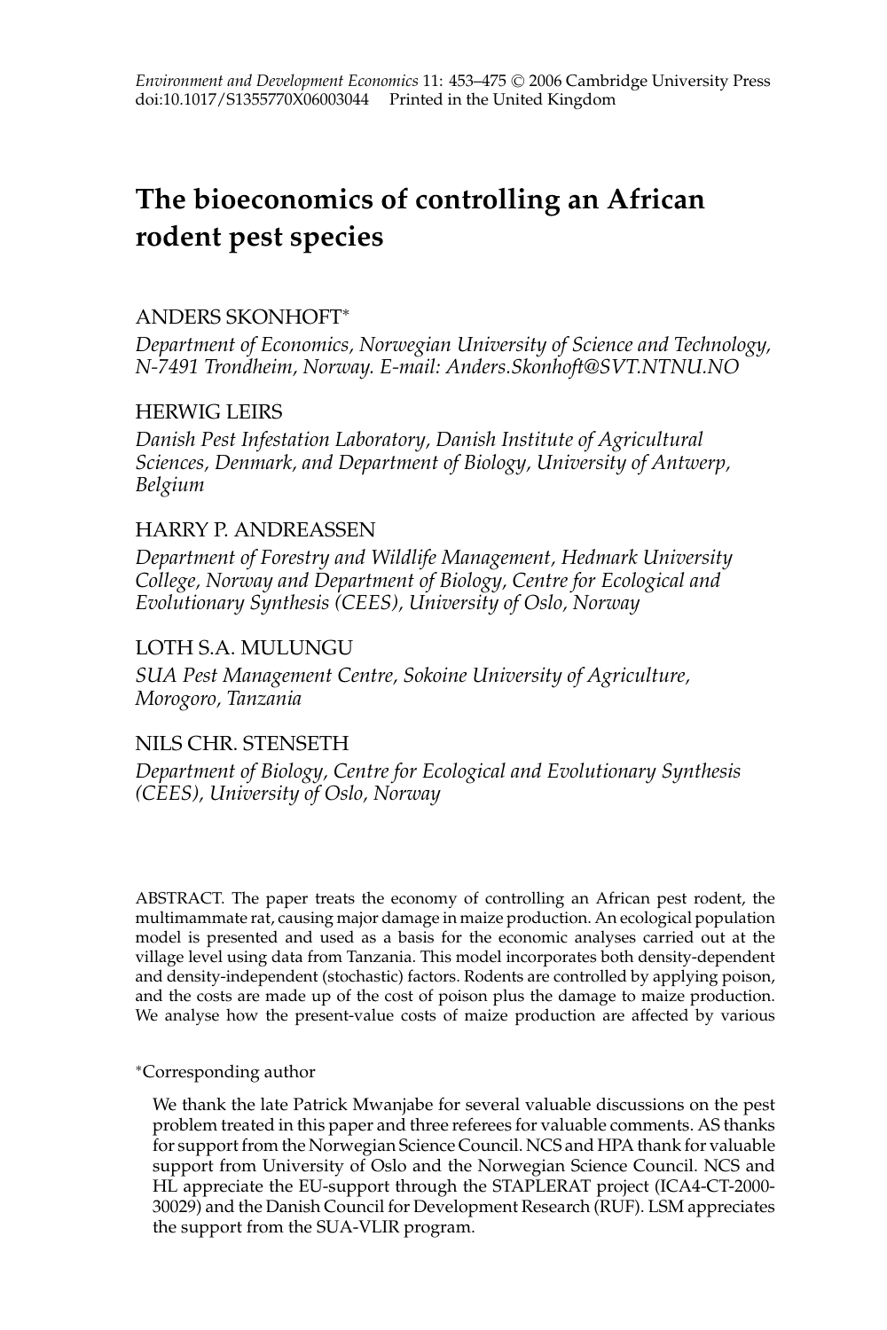# The bioeconomics of controlling an African rodent pest species

ANDERS SKONHOFT*

*Department of Economics, Norwegian University of Science and Technology, N-7491 Trondheim, Norway. E-mail: Anders.Skonhoft@SVT.NTNU.NO*

HERWIG LEIRS

*Danish Pest Infestation Laboratory, Danish Institute of Agricultural Sciences, Denmark, and Department of Biology, University of Antwerp, Belgium*

HARRY P. ANDREASSEN

*Department of Forestry and Wildlife Management, Hedmark University College, Norway and Department of Biology, Centre for Ecological and Evolutionary Synthesis (CEES), University of Oslo, Norway*

LOTH S.A. MULUNGU

*SUA Pest Management Centre, Sokoine University of Agriculture, Morogoro, Tanzania*

NILS CHR. STENSETH

*Department of Biology, Centre for Ecological and Evolutionary Synthesis (CEES), University of Oslo, Norway*

ABSTRACT. The paper treats the economy of controlling an African pest rodent, the multimammate rat, causing major damage in maize production. An ecological population model is presented and used as a basis for the economic analyses carried out at the village level using data from Tanzania. This model incorporates both density-dependent and density-independent (stochastic) factors. Rodents are controlled by applying poison, and the costs are made up of the cost of poison plus the damage to maize production. We analyse how the present-value costs of maize production are affected by various

*Corresponding author

We thank the late Patrick Mwanjabe for several valuable discussions on the pest problem treated in this paper and three referees for valuable comments. AS thanks for support from the Norwegian Science Council. NCS and HPA thank for valuable support from University of Oslo and the Norwegian Science Council. NCS and HL appreciate the EU-support through the STAPLERAT project (ICA4-CT-2000-30029) and the Danish Council for Development Research (RUF). LSM appreciates the support from the SUA-VLIR program.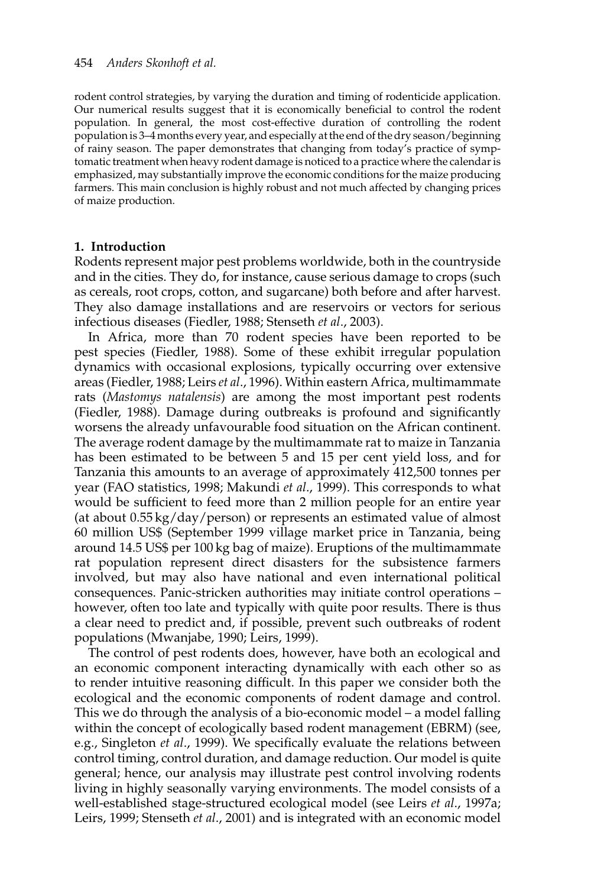rodent control strategies, by varying the duration and timing of rodenticide application. Our numerical results suggest that it is economically beneficial to control the rodent population. In general, the most cost-effective duration of controlling the rodent population is 3–4 months every year, and especially at the end of the dry season/beginning of rainy season. The paper demonstrates that changing from today's practice of symptomatic treatment when heavy rodent damage is noticed to a practice where the calendar is emphasized, may substantially improve the economic conditions for the maize producing farmers. This main conclusion is highly robust and not much affected by changing prices of maize production.

## 1. Introduction

Rodents represent major pest problems worldwide, both in the countryside and in the cities. They do, for instance, cause serious damage to crops (such as cereals, root crops, cotton, and sugarcane) both before and after harvest. They also damage installations and are reservoirs or vectors for serious infectious diseases (Fiedler, 1988; Stenseth *et al*., 2003).

In Africa, more than 70 rodent species have been reported to be pest species (Fiedler, 1988). Some of these exhibit irregular population dynamics with occasional explosions, typically occurring over extensive areas (Fiedler, 1988; Leirs *et al*., 1996). Within eastern Africa, multimammate rats (*Mastomys natalensis*) are among the most important pest rodents (Fiedler, 1988). Damage during outbreaks is profound and significantly worsens the already unfavourable food situation on the African continent. The average rodent damage by the multimammate rat to maize in Tanzania has been estimated to be between 5 and 15 per cent yield loss, and for Tanzania this amounts to an average of approximately 412,500 tonnes per year (FAO statistics, 1998; Makundi *et al*., 1999). This corresponds to what would be sufficient to feed more than 2 million people for an entire year (at about 0.55 kg/day/person) or represents an estimated value of almost 60 million US$ (September 1999 village market price in Tanzania, being around 14.5 US$ per 100 kg bag of maize). Eruptions of the multimammate rat population represent direct disasters for the subsistence farmers involved, but may also have national and even international political consequences. Panic-stricken authorities may initiate control operations – however, often too late and typically with quite poor results. There is thus a clear need to predict and, if possible, prevent such outbreaks of rodent populations (Mwanjabe, 1990; Leirs, 1999).

The control of pest rodents does, however, have both an ecological and an economic component interacting dynamically with each other so as to render intuitive reasoning difficult. In this paper we consider both the ecological and the economic components of rodent damage and control. This we do through the analysis of a bio-economic model – a model falling within the concept of ecologically based rodent management (EBRM) (see, e.g., Singleton *et al*., 1999). We specifically evaluate the relations between control timing, control duration, and damage reduction. Our model is quite general; hence, our analysis may illustrate pest control involving rodents living in highly seasonally varying environments. The model consists of a well-established stage-structured ecological model (see Leirs *et al*., 1997a; Leirs, 1999; Stenseth *et al*., 2001) and is integrated with an economic model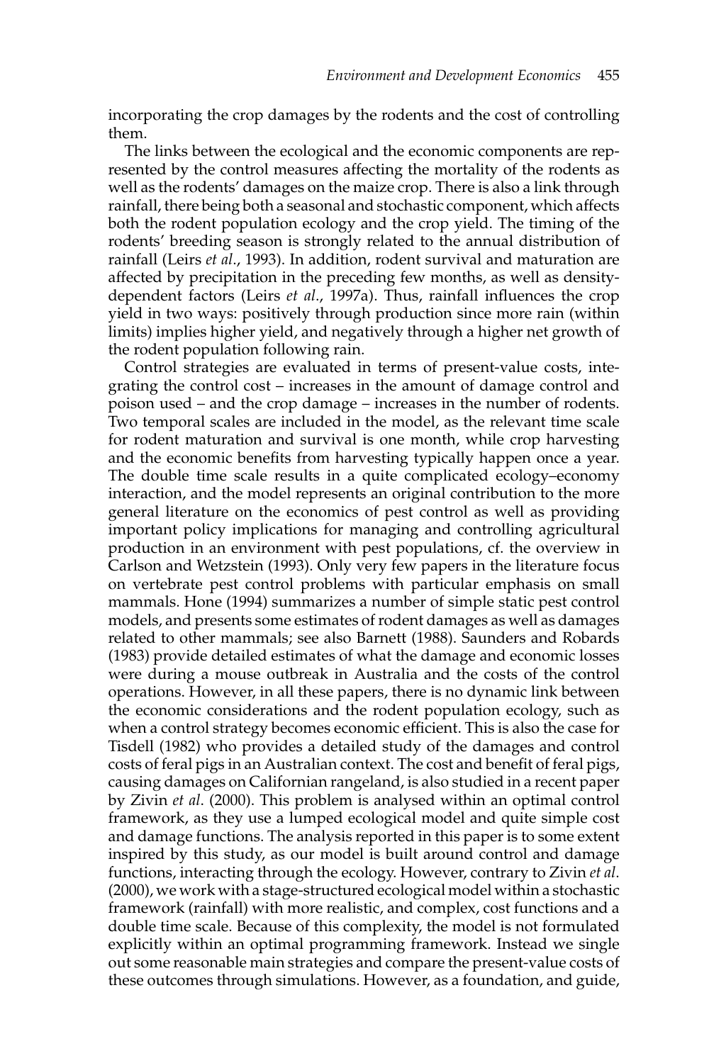incorporating the crop damages by the rodents and the cost of controlling them.

The links between the ecological and the economic components are represented by the control measures affecting the mortality of the rodents as well as the rodents' damages on the maize crop. There is also a link through rainfall, there being both a seasonal and stochastic component, which affects both the rodent population ecology and the crop yield. The timing of the rodents' breeding season is strongly related to the annual distribution of rainfall (Leirs *et al*., 1993). In addition, rodent survival and maturation are affected by precipitation in the preceding few months, as well as density-dependent factors (Leirs *et al*., 1997a). Thus, rainfall influences the crop yield in two ways: positively through production since more rain (within limits) implies higher yield, and negatively through a higher net growth of the rodent population following rain.

Control strategies are evaluated in terms of present-value costs, integrating the control cost – increases in the amount of damage control and poison used – and the crop damage – increases in the number of rodents. Two temporal scales are included in the model, as the relevant time scale for rodent maturation and survival is one month, while crop harvesting and the economic benefits from harvesting typically happen once a year. The double time scale results in a quite complicated ecology–economy interaction, and the model represents an original contribution to the more general literature on the economics of pest control as well as providing important policy implications for managing and controlling agricultural production in an environment with pest populations, cf. the overview in Carlson and Wetzstein (1993). Only very few papers in the literature focus on vertebrate pest control problems with particular emphasis on small mammals. Hone (1994) summarizes a number of simple static pest control models, and presents some estimates of rodent damages as well as damages related to other mammals; see also Barnett (1988). Saunders and Robards (1983) provide detailed estimates of what the damage and economic losses were during a mouse outbreak in Australia and the costs of the control operations. However, in all these papers, there is no dynamic link between the economic considerations and the rodent population ecology, such as when a control strategy becomes economic efficient. This is also the case for Tisdell (1982) who provides a detailed study of the damages and control costs of feral pigs in an Australian context. The cost and benefit of feral pigs, causing damages on Californian rangeland, is also studied in a recent paper by Zivin *et al*. (2000). This problem is analysed within an optimal control framework, as they use a lumped ecological model and quite simple cost and damage functions. The analysis reported in this paper is to some extent inspired by this study, as our model is built around control and damage functions, interacting through the ecology. However, contrary to Zivin *et al*. (2000), we work with a stage-structured ecological model within a stochastic framework (rainfall) with more realistic, and complex, cost functions and a double time scale. Because of this complexity, the model is not formulated explicitly within an optimal programming framework. Instead we single out some reasonable main strategies and compare the present-value costs of these outcomes through simulations. However, as a foundation, and guide,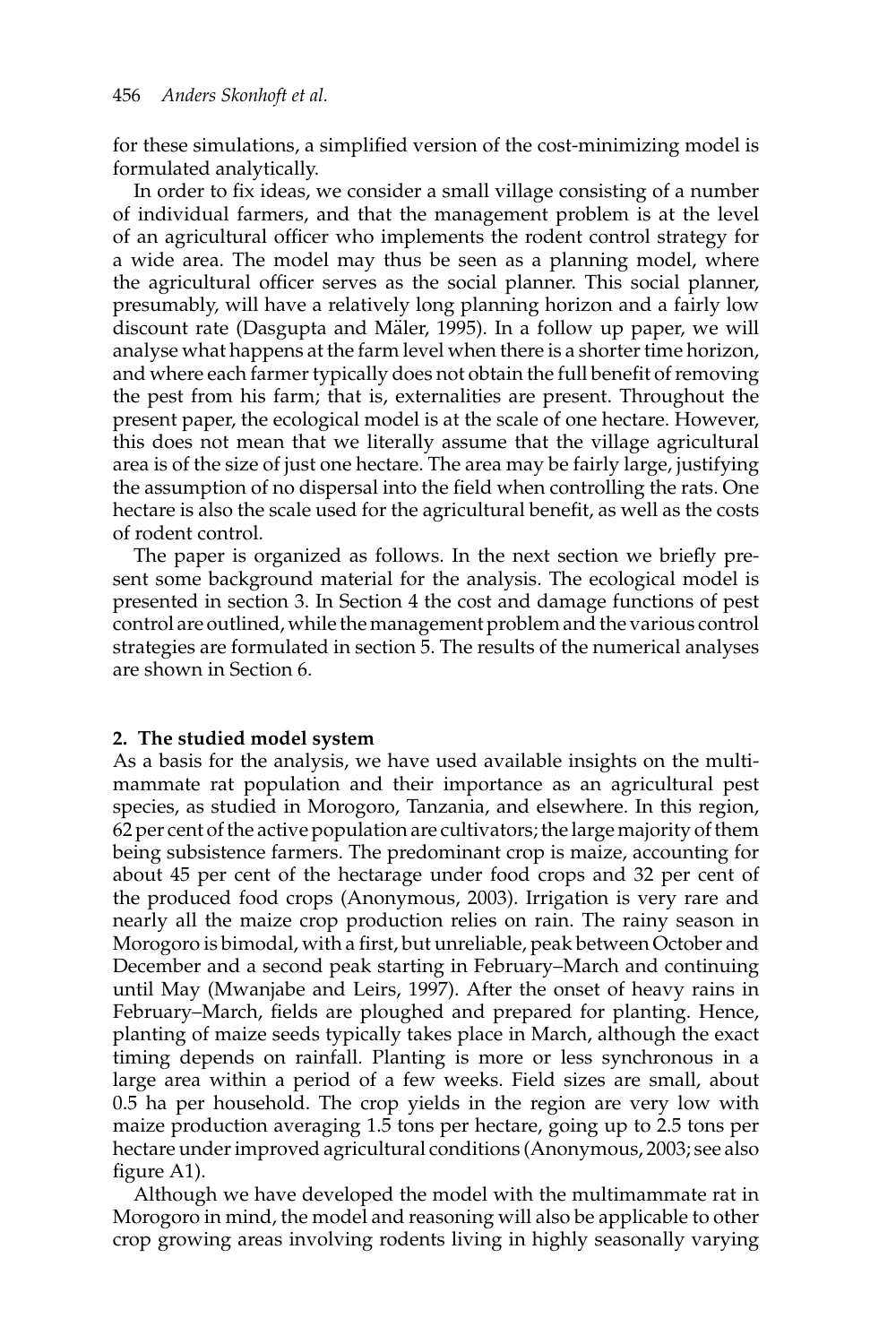for these simulations, a simplified version of the cost-minimizing model is formulated analytically.

In order to fix ideas, we consider a small village consisting of a number of individual farmers, and that the management problem is at the level of an agricultural officer who implements the rodent control strategy for a wide area. The model may thus be seen as a planning model, where the agricultural officer serves as the social planner. This social planner, presumably, will have a relatively long planning horizon and a fairly low discount rate (Dasgupta and Mäler, 1995). In a follow up paper, we will analyse what happens at the farm level when there is a shorter time horizon, and where each farmer typically does not obtain the full benefit of removing the pest from his farm; that is, externalities are present. Throughout the present paper, the ecological model is at the scale of one hectare. However, this does not mean that we literally assume that the village agricultural area is of the size of just one hectare. The area may be fairly large, justifying the assumption of no dispersal into the field when controlling the rats. One hectare is also the scale used for the agricultural benefit, as well as the costs of rodent control.

The paper is organized as follows. In the next section we briefly present some background material for the analysis. The ecological model is presented in section 3. In Section 4 the cost and damage functions of pest control are outlined, while the management problem and the various control strategies are formulated in section 5. The results of the numerical analyses are shown in Section 6.

## 2. The studied model system

As a basis for the analysis, we have used available insights on the multimammate rat population and their importance as an agricultural pest species, as studied in Morogoro, Tanzania, and elsewhere. In this region, 62 per cent of the active population are cultivators; the large majority of them being subsistence farmers. The predominant crop is maize, accounting for about 45 per cent of the hectarage under food crops and 32 per cent of the produced food crops (Anonymous, 2003). Irrigation is very rare and nearly all the maize crop production relies on rain. The rainy season in Morogoro is bimodal, with a first, but unreliable, peak between October and December and a second peak starting in February–March and continuing until May (Mwanjabe and Leirs, 1997). After the onset of heavy rains in February–March, fields are ploughed and prepared for planting. Hence, planting of maize seeds typically takes place in March, although the exact timing depends on rainfall. Planting is more or less synchronous in a large area within a period of a few weeks. Field sizes are small, about 0.5 ha per household. The crop yields in the region are very low with maize production averaging 1.5 tons per hectare, going up to 2.5 tons per hectare under improved agricultural conditions (Anonymous, 2003; see also figure A1).

Although we have developed the model with the multimammate rat in Morogoro in mind, the model and reasoning will also be applicable to other crop growing areas involving rodents living in highly seasonally varying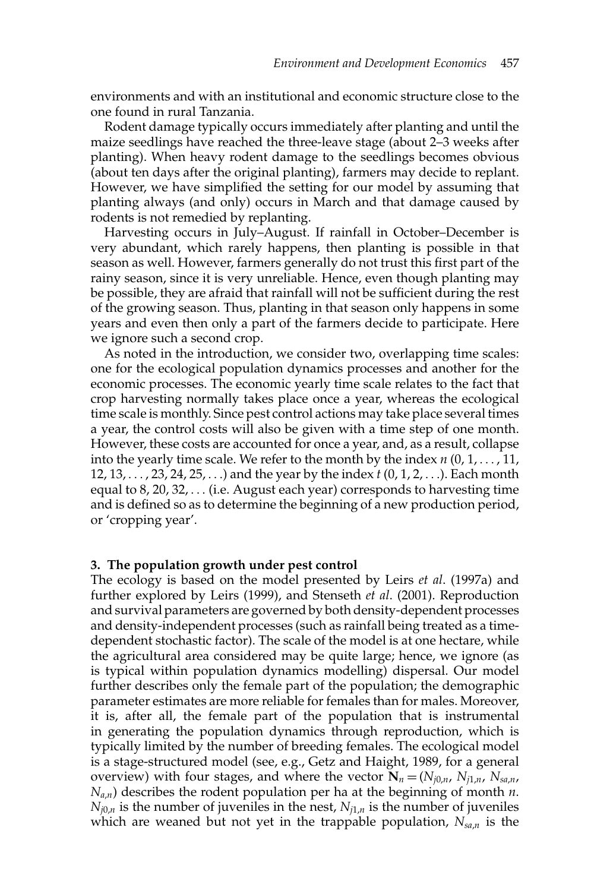environments and with an institutional and economic structure close to the one found in rural Tanzania.

Rodent damage typically occurs immediately after planting and until the maize seedlings have reached the three-leave stage (about 2–3 weeks after planting). When heavy rodent damage to the seedlings becomes obvious (about ten days after the original planting), farmers may decide to replant. However, we have simplified the setting for our model by assuming that planting always (and only) occurs in March and that damage caused by rodents is not remedied by replanting.

Harvesting occurs in July–August. If rainfall in October–December is very abundant, which rarely happens, then planting is possible in that season as well. However, farmers generally do not trust this first part of the rainy season, since it is very unreliable. Hence, even though planting may be possible, they are afraid that rainfall will not be sufficient during the rest of the growing season. Thus, planting in that season only happens in some years and even then only a part of the farmers decide to participate. Here we ignore such a second crop.

As noted in the introduction, we consider two, overlapping time scales: one for the ecological population dynamics processes and another for the economic processes. The economic yearly time scale relates to the fact that crop harvesting normally takes place once a year, whereas the ecological time scale is monthly. Since pest control actions may take place several times a year, the control costs will also be given with a time step of one month. However, these costs are accounted for once a year, and, as a result, collapse into the yearly time scale. We refer to the month by the index $n$ (0, 1, ..., 11, 12, 13, ..., 23, 24, 25, ...) and the year by the index $t$ (0, 1, 2, ...). Each month equal to 8, 20, 32, ... (i.e. August each year) corresponds to harvesting time and is defined so as to determine the beginning of a new production period, or 'cropping year'.

## 3. The population growth under pest control

The ecology is based on the model presented by Leirs *et al*. (1997a) and further explored by Leirs (1999), and Stenseth *et al*. (2001). Reproduction and survival parameters are governed by both density-dependent processes and density-independent processes (such as rainfall being treated as a time-dependent stochastic factor). The scale of the model is at one hectare, while the agricultural area considered may be quite large; hence, we ignore (as is typical within population dynamics modelling) dispersal. Our model further describes only the female part of the population; the demographic parameter estimates are more reliable for females than for males. Moreover, it is, after all, the female part of the population that is instrumental in generating the population dynamics through reproduction, which is typically limited by the number of breeding females. The ecological model is a stage-structured model (see, e.g., Getz and Haight, 1989, for a general overview) with four stages, and where the vector $\mathbf{N}_n = (N_{j0,n}, N_{j1,n}, N_{sa,n}, N_{a,n})$ describes the rodent population per ha at the beginning of month $n$. $N_{j0,n}$ is the number of juveniles in the nest, $N_{j1,n}$ is the number of juveniles which are weaned but not yet in the trappable population, $N_{sa,n}$ is the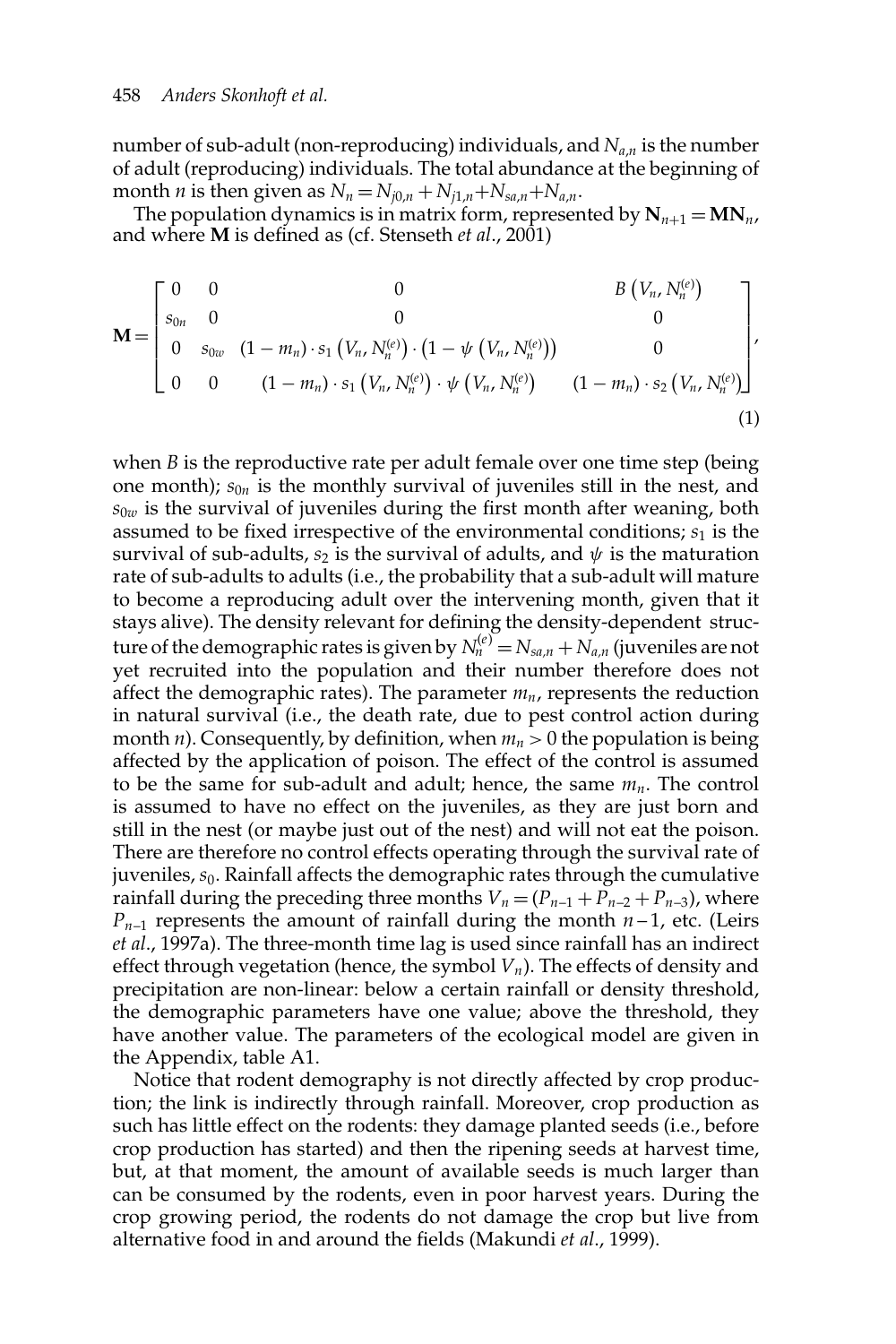number of sub-adult (non-reproducing) individuals, and $N_{a,n}$ is the number of adult (reproducing) individuals. The total abundance at the beginning of month $n$ is then given as $N_n = N_{j0,n} + N_{j1,n} + N_{sa,n} + N_{a,n}$.

The population dynamics is in matrix form, represented by $\mathbf{N}_{n+1} = \mathbf{M}\mathbf{N}_n$, and where $\mathbf{M}$ is defined as (cf. Stenseth *et al.*, 2001)

$$\mathbf{M} = \begin{bmatrix} 0 & 0 & 0 & B\left(V_n, N_n^{(e)}\right) \\ s_{0n} & 0 & 0 & 0 \\ 0 & s_{0w} & (1-m_n)\cdot s_1\left(V_n, N_n^{(e)}\right)\cdot\left(1-\psi\left(V_n, N_n^{(e)}\right)\right) & 0 \\ 0 & 0 & (1-m_n)\cdot s_1\left(V_n, N_n^{(e)}\right)\cdot\psi\left(V_n, N_n^{(e)}\right) & (1-m_n)\cdot s_2\left(V_n, N_n^{(e)}\right) \end{bmatrix}, \tag{1}$$

when $B$ is the reproductive rate per adult female over one time step (being one month); $s_{0n}$ is the monthly survival of juveniles still in the nest, and $s_{0w}$ is the survival of juveniles during the first month after weaning, both assumed to be fixed irrespective of the environmental conditions; $s_1$ is the survival of sub-adults, $s_2$ is the survival of adults, and $\psi$ is the maturation rate of sub-adults to adults (i.e., the probability that a sub-adult will mature to become a reproducing adult over the intervening month, given that it stays alive). The density relevant for defining the density-dependent structure of the demographic rates is given by $N_n^{(e)} = N_{sa,n} + N_{a,n}$ (juveniles are not yet recruited into the population and their number therefore does not affect the demographic rates). The parameter $m_n$, represents the reduction in natural survival (i.e., the death rate, due to pest control action during month $n$). Consequently, by definition, when $m_n > 0$ the population is being affected by the application of poison. The effect of the control is assumed to be the same for sub-adult and adult; hence, the same $m_n$. The control is assumed to have no effect on the juveniles, as they are just born and still in the nest (or maybe just out of the nest) and will not eat the poison. There are therefore no control effects operating through the survival rate of juveniles, $s_0$. Rainfall affects the demographic rates through the cumulative rainfall during the preceding three months $V_n = (P_{n-1} + P_{n-2} + P_{n-3})$, where $P_{n-1}$ represents the amount of rainfall during the month $n-1$, etc. (Leirs *et al.*, 1997a). The three-month time lag is used since rainfall has an indirect effect through vegetation (hence, the symbol $V_n$). The effects of density and precipitation are non-linear: below a certain rainfall or density threshold, the demographic parameters have one value; above the threshold, they have another value. The parameters of the ecological model are given in the Appendix, table A1.

Notice that rodent demography is not directly affected by crop production; the link is indirectly through rainfall. Moreover, crop production as such has little effect on the rodents: they damage planted seeds (i.e., before crop production has started) and then the ripening seeds at harvest time, but, at that moment, the amount of available seeds is much larger than can be consumed by the rodents, even in poor harvest years. During the crop growing period, the rodents do not damage the crop but live from alternative food in and around the fields (Makundi *et al.*, 1999).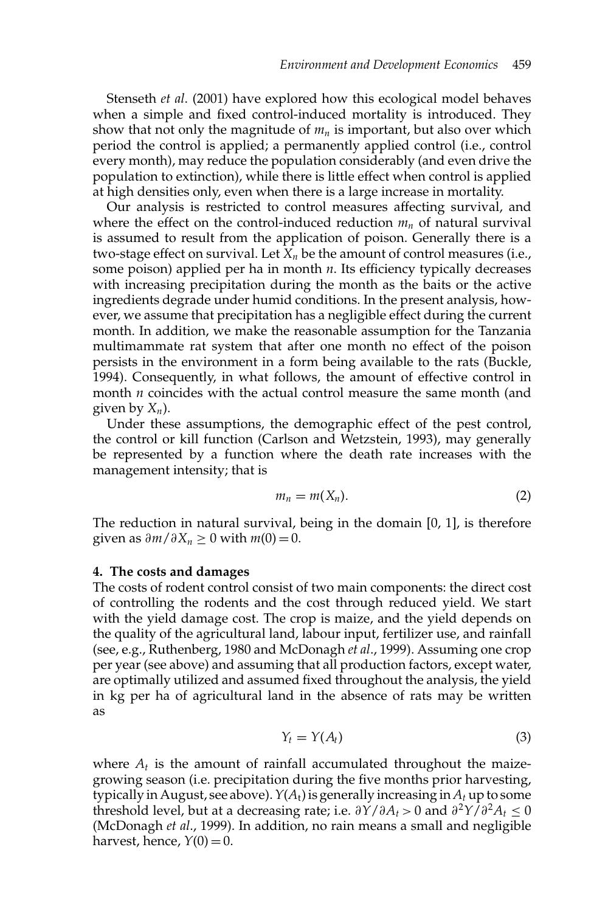Stenseth *et al*. (2001) have explored how this ecological model behaves when a simple and fixed control-induced mortality is introduced. They show that not only the magnitude of $m_n$ is important, but also over which period the control is applied; a permanently applied control (i.e., control every month), may reduce the population considerably (and even drive the population to extinction), while there is little effect when control is applied at high densities only, even when there is a large increase in mortality.

Our analysis is restricted to control measures affecting survival, and where the effect on the control-induced reduction $m_n$ of natural survival is assumed to result from the application of poison. Generally there is a two-stage effect on survival. Let $X_n$ be the amount of control measures (i.e., some poison) applied per ha in month $n$. Its efficiency typically decreases with increasing precipitation during the month as the baits or the active ingredients degrade under humid conditions. In the present analysis, however, we assume that precipitation has a negligible effect during the current month. In addition, we make the reasonable assumption for the Tanzania multimammate rat system that after one month no effect of the poison persists in the environment in a form being available to the rats (Buckle, 1994). Consequently, in what follows, the amount of effective control in month $n$ coincides with the actual control measure the same month (and given by $X_n$).

Under these assumptions, the demographic effect of the pest control, the control or kill function (Carlson and Wetzstein, 1993), may generally be represented by a function where the death rate increases with the management intensity; that is

$$m_n = m(X_n). \tag{2}$$

The reduction in natural survival, being in the domain [0, 1], is therefore given as $\partial m / \partial X_n \geq 0$ with $m(0) = 0$.

## 4. The costs and damages

The costs of rodent control consist of two main components: the direct cost of controlling the rodents and the cost through reduced yield. We start with the yield damage cost. The crop is maize, and the yield depends on the quality of the agricultural land, labour input, fertilizer use, and rainfall (see, e.g., Ruthenberg, 1980 and McDonagh *et al*., 1999). Assuming one crop per year (see above) and assuming that all production factors, except water, are optimally utilized and assumed fixed throughout the analysis, the yield in kg per ha of agricultural land in the absence of rats may be written as

$$Y_t = Y(A_t) \tag{3}$$

where $A_t$ is the amount of rainfall accumulated throughout the maize-growing season (i.e. precipitation during the five months prior harvesting, typically in August, see above). $Y(A_t)$ is generally increasing in $A_t$ up to some threshold level, but at a decreasing rate; i.e. $\partial Y / \partial A_t > 0$ and $\partial^2 Y / \partial^2 A_t \leq 0$ (McDonagh *et al*., 1999). In addition, no rain means a small and negligible harvest, hence, $Y(0) = 0$.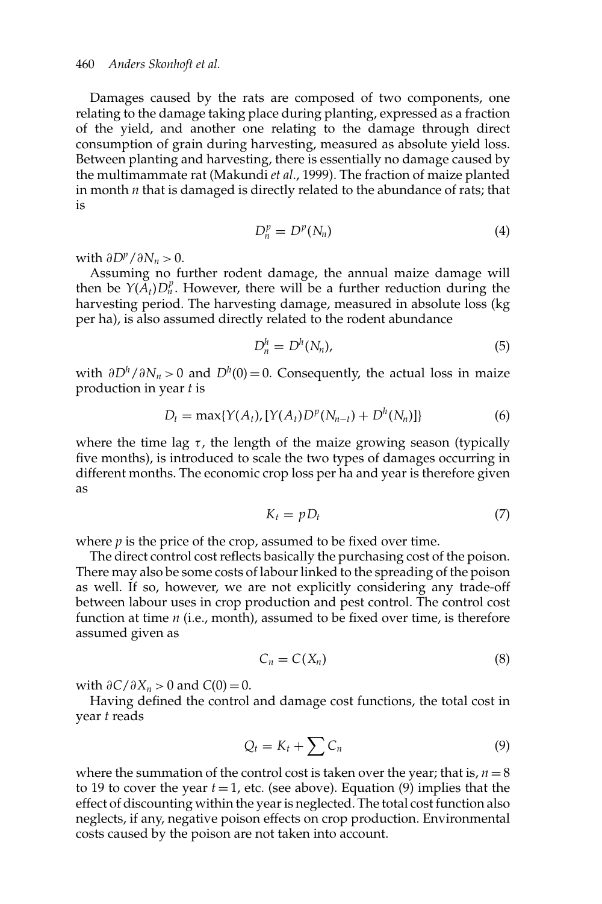Damages caused by the rats are composed of two components, one relating to the damage taking place during planting, expressed as a fraction of the yield, and another one relating to the damage through direct consumption of grain during harvesting, measured as absolute yield loss. Between planting and harvesting, there is essentially no damage caused by the multimammate rat (Makundi *et al.*, 1999). The fraction of maize planted in month $n$ that is damaged is directly related to the abundance of rats; that is

$$D_n^p = D^p(N_n) \tag{4}$$

with $\partial D^p / \partial N_n > 0$.

Assuming no further rodent damage, the annual maize damage will then be $Y(A_t)D_n^p$. However, there will be a further reduction during the harvesting period. The harvesting damage, measured in absolute loss (kg per ha), is also assumed directly related to the rodent abundance

$$D_n^h = D^h(N_n), \tag{5}$$

with $\partial D^h / \partial N_n > 0$ and $D^h(0) = 0$. Consequently, the actual loss in maize production in year $t$ is

$$D_t = \max\{Y(A_t), [Y(A_t)D^p(N_{n-t}) + D^h(N_n)]\} \tag{6}$$

where the time lag $\tau$, the length of the maize growing season (typically five months), is introduced to scale the two types of damages occurring in different months. The economic crop loss per ha and year is therefore given as

$$K_t = pD_t \tag{7}$$

where $p$ is the price of the crop, assumed to be fixed over time.

The direct control cost reflects basically the purchasing cost of the poison. There may also be some costs of labour linked to the spreading of the poison as well. If so, however, we are not explicitly considering any trade-off between labour uses in crop production and pest control. The control cost function at time $n$ (i.e., month), assumed to be fixed over time, is therefore assumed given as

$$C_n = C(X_n) \tag{8}$$

with $\partial C / \partial X_n > 0$ and $C(0) = 0$.

Having defined the control and damage cost functions, the total cost in year $t$ reads

$$Q_t = K_t + \sum C_n \tag{9}$$

where the summation of the control cost is taken over the year; that is, $n = 8$ to 19 to cover the year $t = 1$, etc. (see above). Equation (9) implies that the effect of discounting within the year is neglected. The total cost function also neglects, if any, negative poison effects on crop production. Environmental costs caused by the poison are not taken into account.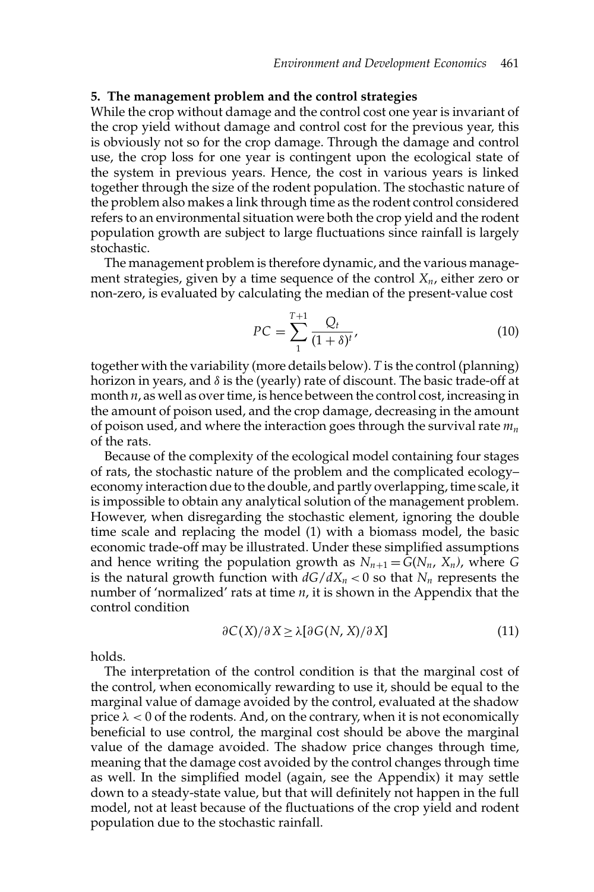## 5. The management problem and the control strategies

While the crop without damage and the control cost one year is invariant of the crop yield without damage and control cost for the previous year, this is obviously not so for the crop damage. Through the damage and control use, the crop loss for one year is contingent upon the ecological state of the system in previous years. Hence, the cost in various years is linked together through the size of the rodent population. The stochastic nature of the problem also makes a link through time as the rodent control considered refers to an environmental situation were both the crop yield and the rodent population growth are subject to large fluctuations since rainfall is largely stochastic.

The management problem is therefore dynamic, and the various management strategies, given by a time sequence of the control $X_n$, either zero or non-zero, is evaluated by calculating the median of the present-value cost

$$PC = \sum_{1}^{T+1} \frac{Q_t}{(1+\delta)^t}, \tag{10}$$

together with the variability (more details below). $T$ is the control (planning) horizon in years, and $\delta$ is the (yearly) rate of discount. The basic trade-off at month $n$, as well as over time, is hence between the control cost, increasing in the amount of poison used, and the crop damage, decreasing in the amount of poison used, and where the interaction goes through the survival rate $m_n$ of the rats.

Because of the complexity of the ecological model containing four stages of rats, the stochastic nature of the problem and the complicated ecology–economy interaction due to the double, and partly overlapping, time scale, it is impossible to obtain any analytical solution of the management problem. However, when disregarding the stochastic element, ignoring the double time scale and replacing the model (1) with a biomass model, the basic economic trade-off may be illustrated. Under these simplified assumptions and hence writing the population growth as $N_{n+1} = G(N_n, X_n)$, where $G$ is the natural growth function with $dG/dX_n < 0$ so that $N_n$ represents the number of 'normalized' rats at time $n$, it is shown in the Appendix that the control condition

$$\partial C(X)/\partial X \geq \lambda[\partial G(N, X)/\partial X] \tag{11}$$

holds.

The interpretation of the control condition is that the marginal cost of the control, when economically rewarding to use it, should be equal to the marginal value of damage avoided by the control, evaluated at the shadow price $\lambda < 0$ of the rodents. And, on the contrary, when it is not economically beneficial to use control, the marginal cost should be above the marginal value of the damage avoided. The shadow price changes through time, meaning that the damage cost avoided by the control changes through time as well. In the simplified model (again, see the Appendix) it may settle down to a steady-state value, but that will definitely not happen in the full model, not at least because of the fluctuations of the crop yield and rodent population due to the stochastic rainfall.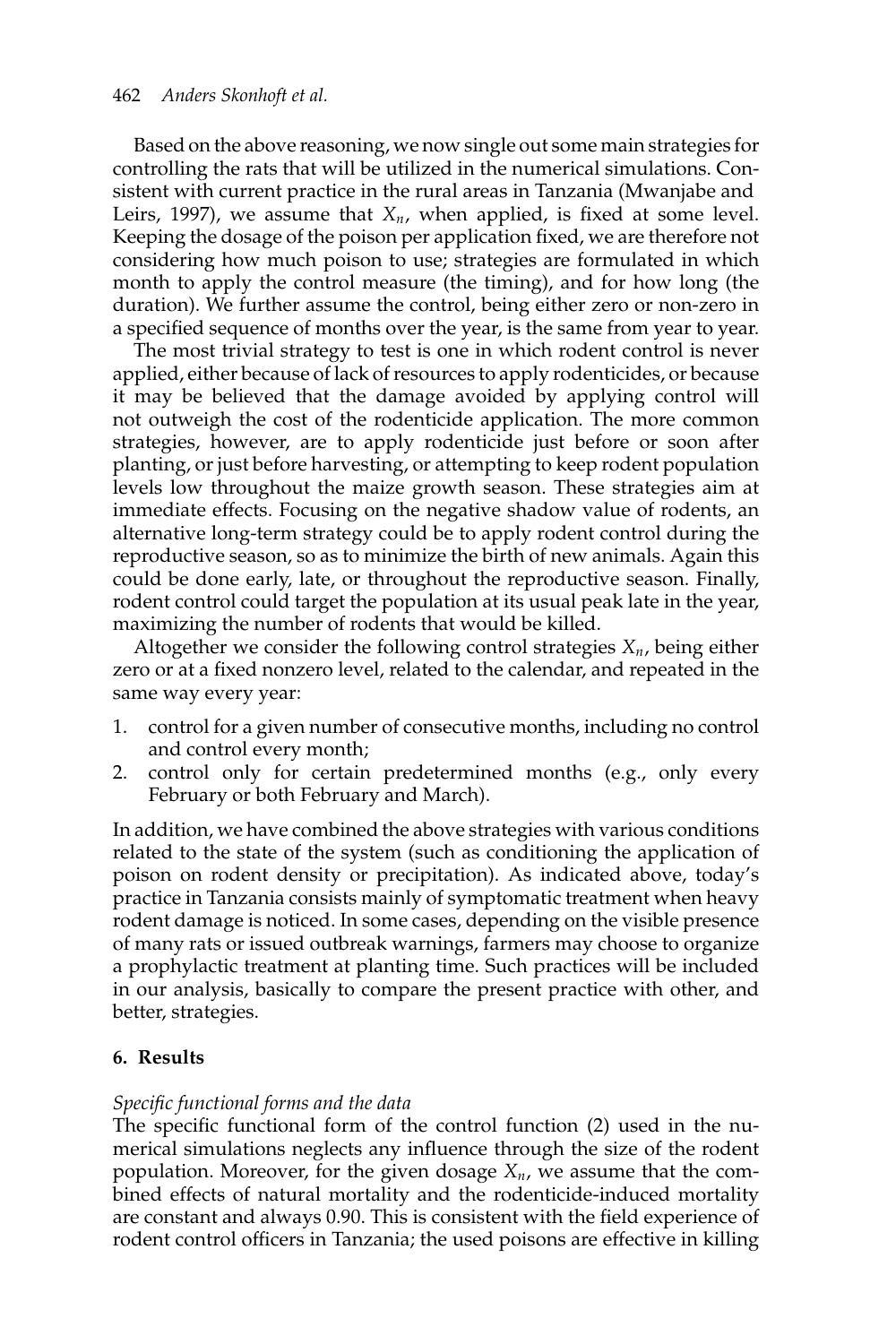Based on the above reasoning, we now single out some main strategies for controlling the rats that will be utilized in the numerical simulations. Consistent with current practice in the rural areas in Tanzania (Mwanjabe and Leirs, 1997), we assume that $X_n$, when applied, is fixed at some level. Keeping the dosage of the poison per application fixed, we are therefore not considering how much poison to use; strategies are formulated in which month to apply the control measure (the timing), and for how long (the duration). We further assume the control, being either zero or non-zero in a specified sequence of months over the year, is the same from year to year.

The most trivial strategy to test is one in which rodent control is never applied, either because of lack of resources to apply rodenticides, or because it may be believed that the damage avoided by applying control will not outweigh the cost of the rodenticide application. The more common strategies, however, are to apply rodenticide just before or soon after planting, or just before harvesting, or attempting to keep rodent population levels low throughout the maize growth season. These strategies aim at immediate effects. Focusing on the negative shadow value of rodents, an alternative long-term strategy could be to apply rodent control during the reproductive season, so as to minimize the birth of new animals. Again this could be done early, late, or throughout the reproductive season. Finally, rodent control could target the population at its usual peak late in the year, maximizing the number of rodents that would be killed.

Altogether we consider the following control strategies $X_n$, being either zero or at a fixed nonzero level, related to the calendar, and repeated in the same way every year:

1. control for a given number of consecutive months, including no control and control every month;
2. control only for certain predetermined months (e.g., only every February or both February and March).

In addition, we have combined the above strategies with various conditions related to the state of the system (such as conditioning the application of poison on rodent density or precipitation). As indicated above, today's practice in Tanzania consists mainly of symptomatic treatment when heavy rodent damage is noticed. In some cases, depending on the visible presence of many rats or issued outbreak warnings, farmers may choose to organize a prophylactic treatment at planting time. Such practices will be included in our analysis, basically to compare the present practice with other, and better, strategies.

## 6. Results

### *Specific functional forms and the data*

The specific functional form of the control function (2) used in the numerical simulations neglects any influence through the size of the rodent population. Moreover, for the given dosage $X_n$, we assume that the combined effects of natural mortality and the rodenticide-induced mortality are constant and always 0.90. This is consistent with the field experience of rodent control officers in Tanzania; the used poisons are effective in killing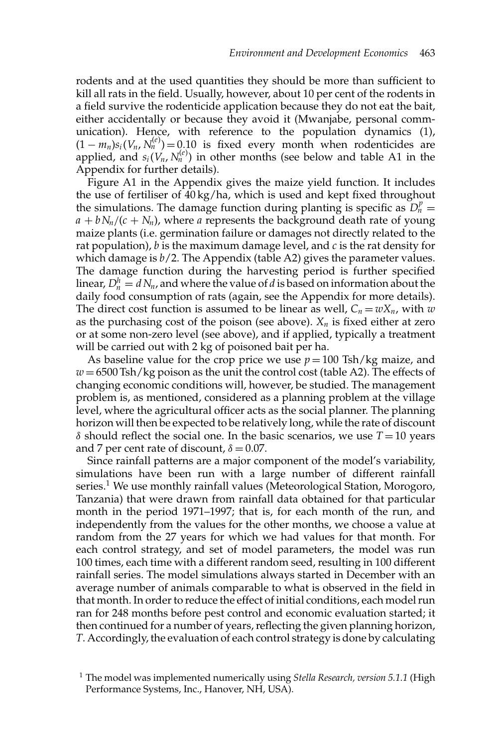rodents and at the used quantities they should be more than sufficient to kill all rats in the field. Usually, however, about 10 per cent of the rodents in a field survive the rodenticide application because they do not eat the bait, either accidentally or because they avoid it (Mwanjabe, personal communication). Hence, with reference to the population dynamics (1), $(1 - m_n)s_i(V_n, N_n^{(e)}) = 0.10$ is fixed every month when rodenticides are applied, and $s_i(V_n, N_n^{(e)})$ in other months (see below and table A1 in the Appendix for further details).

Figure A1 in the Appendix gives the maize yield function. It includes the use of fertiliser of 40 kg/ha, which is used and kept fixed throughout the simulations. The damage function during planting is specific as $D_n^p = a + bN_n/(c + N_n)$, where *a* represents the background death rate of young maize plants (i.e. germination failure or damages not directly related to the rat population), *b* is the maximum damage level, and *c* is the rat density for which damage is $b/2$. The Appendix (table A2) gives the parameter values. The damage function during the harvesting period is further specified linear, $D_n^h = dN_n$, and where the value of *d* is based on information about the daily food consumption of rats (again, see the Appendix for more details). The direct cost function is assumed to be linear as well, $C_n = wX_n$, with $w$ as the purchasing cost of the poison (see above). $X_n$ is fixed either at zero or at some non-zero level (see above), and if applied, typically a treatment will be carried out with 2 kg of poisoned bait per ha.

As baseline value for the crop price we use $p = 100$ Tsh/kg maize, and $w = 6500$ Tsh/kg poison as the unit the control cost (table A2). The effects of changing economic conditions will, however, be studied. The management problem is, as mentioned, considered as a planning problem at the village level, where the agricultural officer acts as the social planner. The planning horizon will then be expected to be relatively long, while the rate of discount $\delta$ should reflect the social one. In the basic scenarios, we use $T = 10$ years and 7 per cent rate of discount, $\delta = 0.07$.

Since rainfall patterns are a major component of the model's variability, simulations have been run with a large number of different rainfall series.[1] We use monthly rainfall values (Meteorological Station, Morogoro, Tanzania) that were drawn from rainfall data obtained for that particular month in the period 1971–1997; that is, for each month of the run, and independently from the values for the other months, we choose a value at random from the 27 years for which we had values for that month. For each control strategy, and set of model parameters, the model was run 100 times, each time with a different random seed, resulting in 100 different rainfall series. The model simulations always started in December with an average number of animals comparable to what is observed in the field in that month. In order to reduce the effect of initial conditions, each model run ran for 248 months before pest control and economic evaluation started; it then continued for a number of years, reflecting the given planning horizon, *T*. Accordingly, the evaluation of each control strategy is done by calculating

[1] The model was implemented numerically using *Stella Research, version 5.1.1* (High Performance Systems, Inc., Hanover, NH, USA).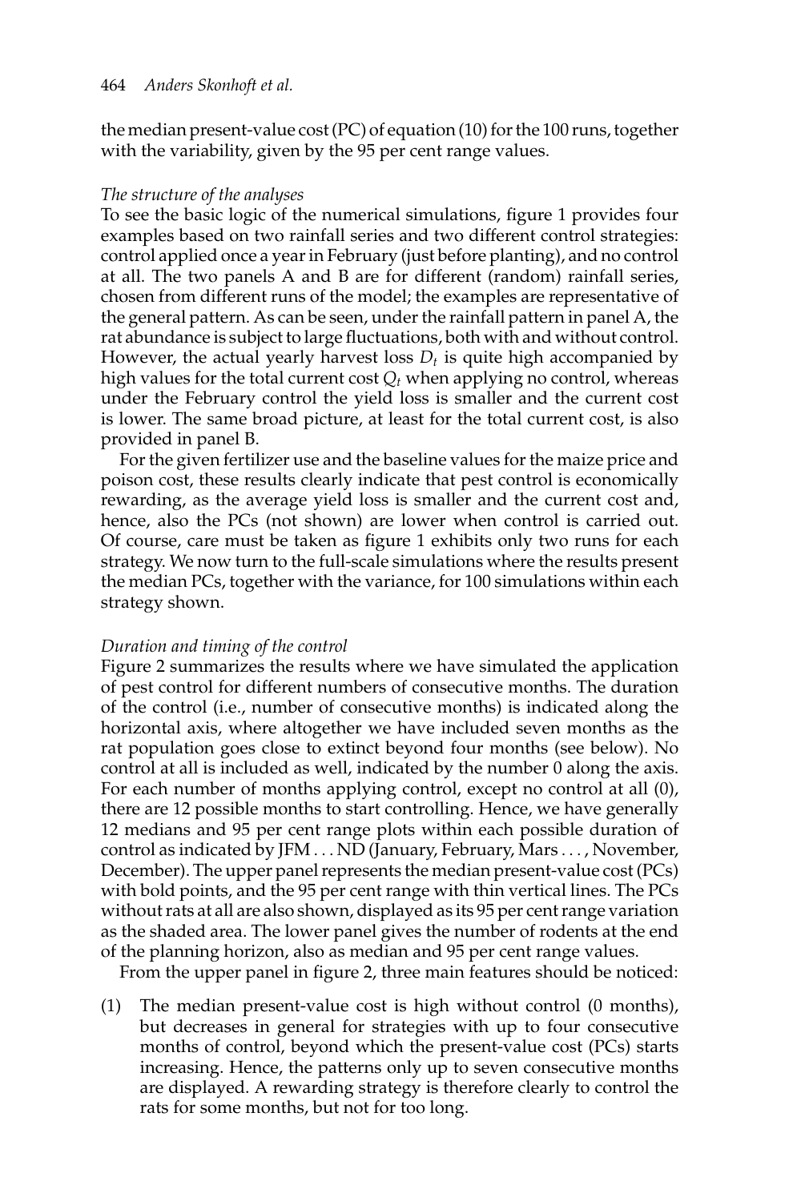the median present-value cost (PC) of equation (10) for the 100 runs, together with the variability, given by the 95 per cent range values.

*The structure of the analyses*

To see the basic logic of the numerical simulations, figure 1 provides four examples based on two rainfall series and two different control strategies: control applied once a year in February (just before planting), and no control at all. The two panels A and B are for different (random) rainfall series, chosen from different runs of the model; the examples are representative of the general pattern. As can be seen, under the rainfall pattern in panel A, the rat abundance is subject to large fluctuations, both with and without control. However, the actual yearly harvest loss $D_t$ is quite high accompanied by high values for the total current cost $Q_t$ when applying no control, whereas under the February control the yield loss is smaller and the current cost is lower. The same broad picture, at least for the total current cost, is also provided in panel B.

For the given fertilizer use and the baseline values for the maize price and poison cost, these results clearly indicate that pest control is economically rewarding, as the average yield loss is smaller and the current cost and, hence, also the PCs (not shown) are lower when control is carried out. Of course, care must be taken as figure 1 exhibits only two runs for each strategy. We now turn to the full-scale simulations where the results present the median PCs, together with the variance, for 100 simulations within each strategy shown.

*Duration and timing of the control*

Figure 2 summarizes the results where we have simulated the application of pest control for different numbers of consecutive months. The duration of the control (i.e., number of consecutive months) is indicated along the horizontal axis, where altogether we have included seven months as the rat population goes close to extinct beyond four months (see below). No control at all is included as well, indicated by the number 0 along the axis. For each number of months applying control, except no control at all (0), there are 12 possible months to start controlling. Hence, we have generally 12 medians and 95 per cent range plots within each possible duration of control as indicated by JFM . . . ND (January, February, Mars . . . , November, December). The upper panel represents the median present-value cost (PCs) with bold points, and the 95 per cent range with thin vertical lines. The PCs without rats at all are also shown, displayed as its 95 per cent range variation as the shaded area. The lower panel gives the number of rodents at the end of the planning horizon, also as median and 95 per cent range values.

From the upper panel in figure 2, three main features should be noticed:

(1) The median present-value cost is high without control (0 months), but decreases in general for strategies with up to four consecutive months of control, beyond which the present-value cost (PCs) starts increasing. Hence, the patterns only up to seven consecutive months are displayed. A rewarding strategy is therefore clearly to control the rats for some months, but not for too long.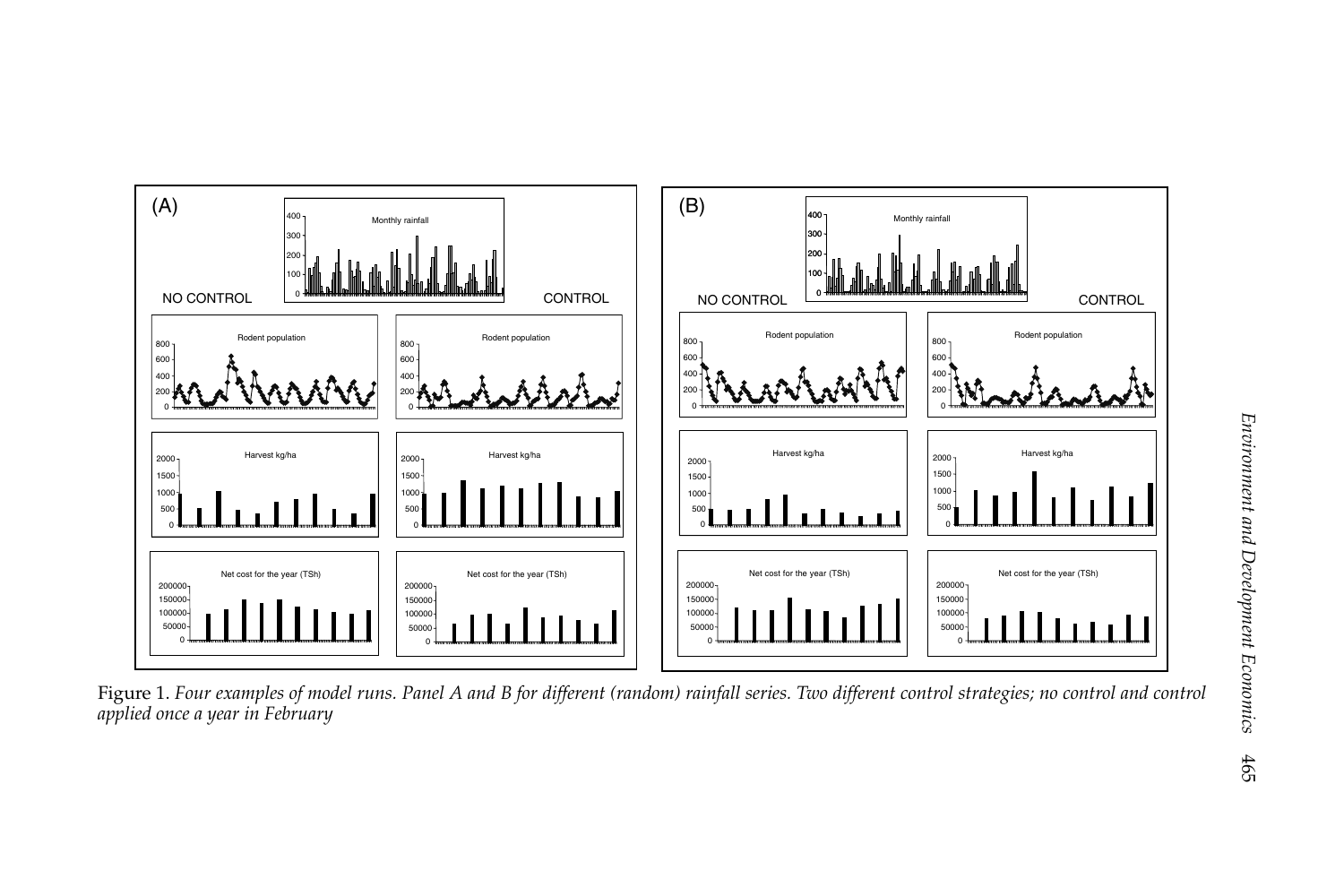Figure 1. *Four examples of model runs. Panel A and B for different (random) rainfall series. Two different control strategies; no control and control applied once a year in February*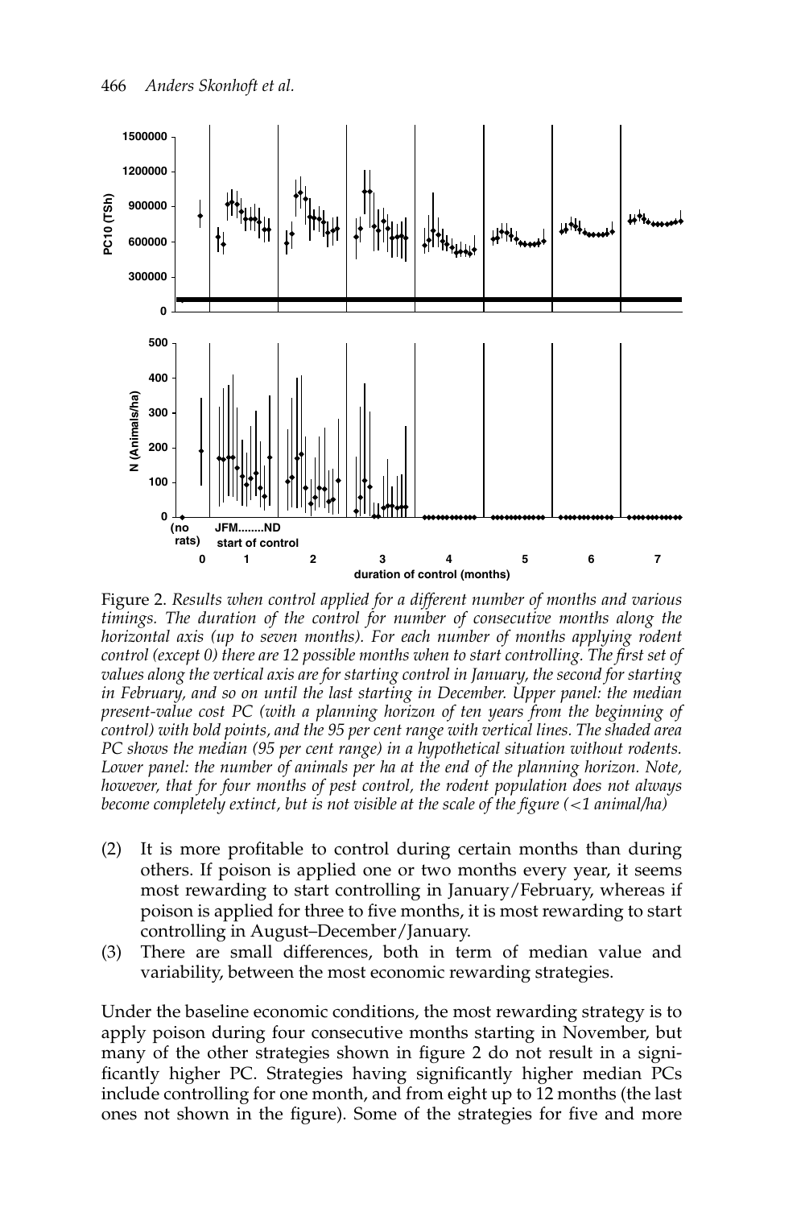Figure 2. *Results when control applied for a different number of months and various timings. The duration of the control for number of consecutive months along the horizontal axis (up to seven months). For each number of months applying rodent control (except 0) there are 12 possible months when to start controlling. The first set of values along the vertical axis are for starting control in January, the second for starting in February, and so on until the last starting in December. Upper panel: the median present-value cost PC (with a planning horizon of ten years from the beginning of control) with bold points, and the 95 per cent range with vertical lines. The shaded area PC shows the median (95 per cent range) in a hypothetical situation without rodents. Lower panel: the number of animals per ha at the end of the planning horizon. Note, however, that for four months of pest control, the rodent population does not always become completely extinct, but is not visible at the scale of the figure (<1 animal/ha)*

(2) It is more profitable to control during certain months than during others. If poison is applied one or two months every year, it seems most rewarding to start controlling in January/February, whereas if poison is applied for three to five months, it is most rewarding to start controlling in August–December/January.
(3) There are small differences, both in term of median value and variability, between the most economic rewarding strategies.

Under the baseline economic conditions, the most rewarding strategy is to apply poison during four consecutive months starting in November, but many of the other strategies shown in figure 2 do not result in a significantly higher PC. Strategies having significantly higher median PCs include controlling for one month, and from eight up to 12 months (the last ones not shown in the figure). Some of the strategies for five and more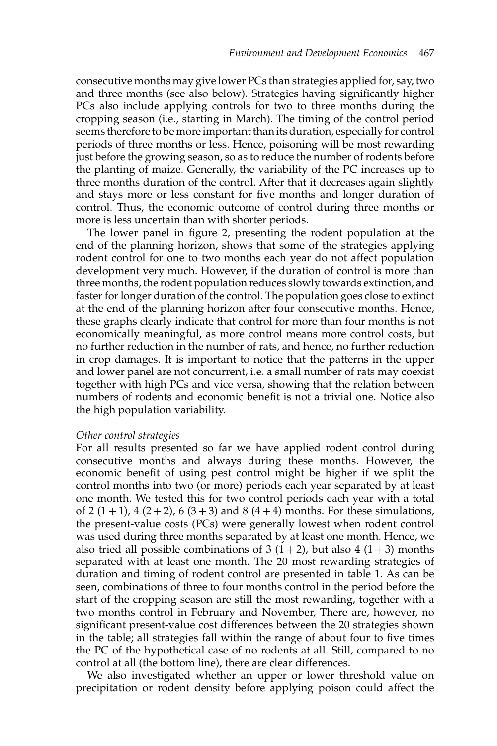consecutive months may give lower PCs than strategies applied for, say, two and three months (see also below). Strategies having significantly higher PCs also include applying controls for two to three months during the cropping season (i.e., starting in March). The timing of the control period seems therefore to be more important than its duration, especially for control periods of three months or less. Hence, poisoning will be most rewarding just before the growing season, so as to reduce the number of rodents before the planting of maize. Generally, the variability of the PC increases up to three months duration of the control. After that it decreases again slightly and stays more or less constant for five months and longer duration of control. Thus, the economic outcome of control during three months or more is less uncertain than with shorter periods.

The lower panel in figure 2, presenting the rodent population at the end of the planning horizon, shows that some of the strategies applying rodent control for one to two months each year do not affect population development very much. However, if the duration of control is more than three months, the rodent population reduces slowly towards extinction, and faster for longer duration of the control. The population goes close to extinct at the end of the planning horizon after four consecutive months. Hence, these graphs clearly indicate that control for more than four months is not economically meaningful, as more control means more control costs, but no further reduction in the number of rats, and hence, no further reduction in crop damages. It is important to notice that the patterns in the upper and lower panel are not concurrent, i.e. a small number of rats may coexist together with high PCs and vice versa, showing that the relation between numbers of rodents and economic benefit is not a trivial one. Notice also the high population variability.

*Other control strategies*

For all results presented so far we have applied rodent control during consecutive months and always during these months. However, the economic benefit of using pest control might be higher if we split the control months into two (or more) periods each year separated by at least one month. We tested this for two control periods each year with a total of 2 (1 + 1), 4 (2 + 2), 6 (3 + 3) and 8 (4 + 4) months. For these simulations, the present-value costs (PCs) were generally lowest when rodent control was used during three months separated by at least one month. Hence, we also tried all possible combinations of 3 (1 + 2), but also 4 (1 + 3) months separated with at least one month. The 20 most rewarding strategies of duration and timing of rodent control are presented in table 1. As can be seen, combinations of three to four months control in the period before the start of the cropping season are still the most rewarding, together with a two months control in February and November, There are, however, no significant present-value cost differences between the 20 strategies shown in the table; all strategies fall within the range of about four to five times the PC of the hypothetical case of no rodents at all. Still, compared to no control at all (the bottom line), there are clear differences.

We also investigated whether an upper or lower threshold value on precipitation or rodent density before applying poison could affect the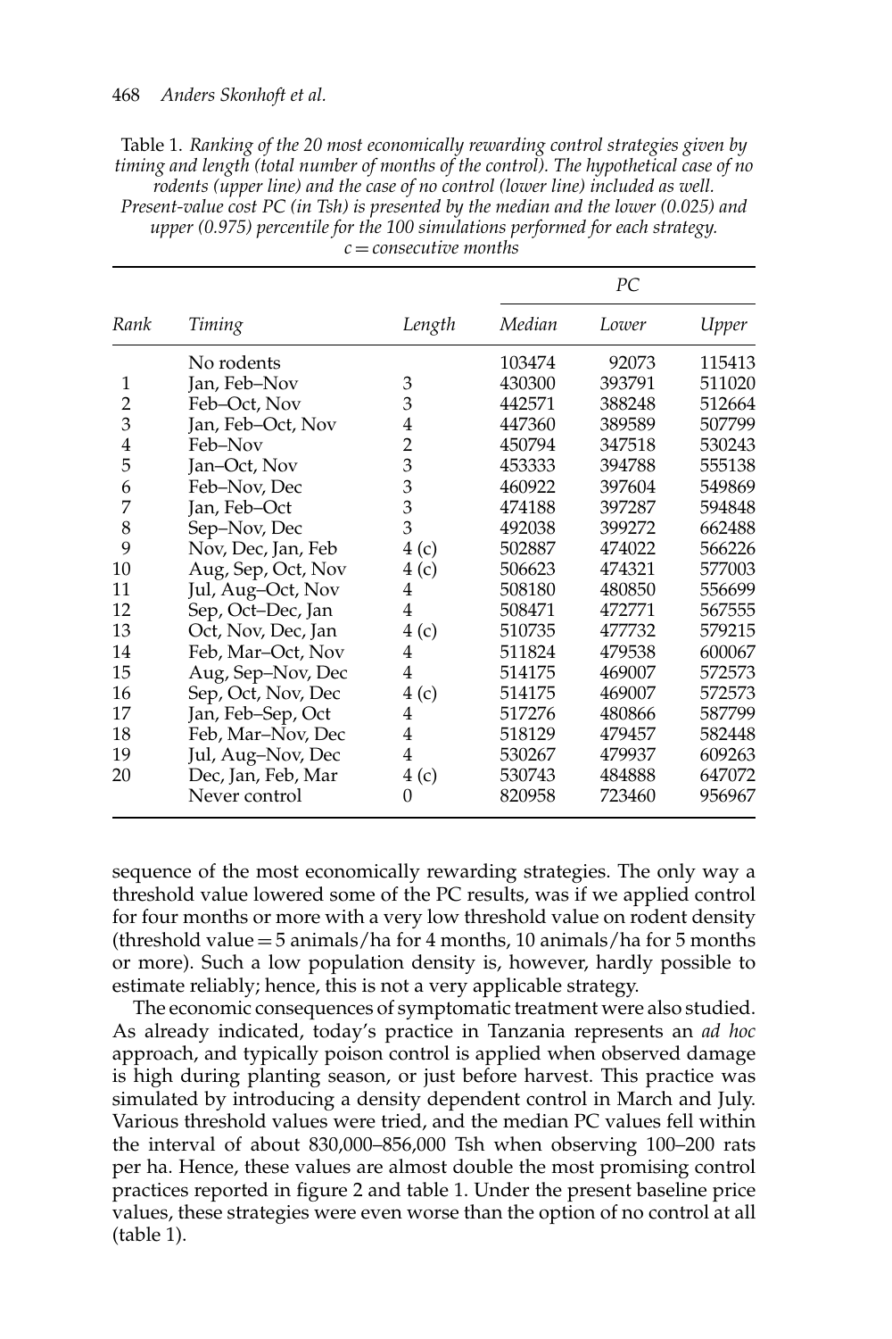Table 1. *Ranking of the 20 most economically rewarding control strategies given by timing and length (total number of months of the control). The hypothetical case of no rodents (upper line) and the case of no control (lower line) included as well. Present-value cost PC (in Tsh) is presented by the median and the lower (0.025) and upper (0.975) percentile for the 100 simulations performed for each strategy. c = consecutive months*

| Rank | Timing | Length | *PC* | | |
|---|---|---|---|---|---|
| | | | *Median* | *Lower* | *Upper* |
| | No rodents | | 103474 | 92073 | 115413 |
| 1 | Jan, Feb–Nov | 3 | 430300 | 393791 | 511020 |
| 2 | Feb–Oct, Nov | 3 | 442571 | 388248 | 512664 |
| 3 | Jan, Feb–Oct, Nov | 4 | 447360 | 389589 | 507799 |
| 4 | Feb–Nov | 2 | 450794 | 347518 | 530243 |
| 5 | Jan–Oct, Nov | 3 | 453333 | 394788 | 555138 |
| 6 | Feb–Nov, Dec | 3 | 460922 | 397604 | 549869 |
| 7 | Jan, Feb–Oct | 3 | 474188 | 397287 | 594848 |
| 8 | Sep–Nov, Dec | 3 | 492038 | 399272 | 662488 |
| 9 | Nov, Dec, Jan, Feb | 4 (c) | 502887 | 474022 | 566226 |
| 10 | Aug, Sep, Oct, Nov | 4 (c) | 506623 | 474321 | 577003 |
| 11 | Jul, Aug–Oct, Nov | 4 | 508180 | 480850 | 556699 |
| 12 | Sep, Oct–Dec, Jan | 4 | 508471 | 472771 | 567555 |
| 13 | Oct, Nov, Dec, Jan | 4 (c) | 510735 | 477732 | 579215 |
| 14 | Feb, Mar–Oct, Nov | 4 | 511824 | 479538 | 600067 |
| 15 | Aug, Sep–Nov, Dec | 4 | 514175 | 469007 | 572573 |
| 16 | Sep, Oct, Nov, Dec | 4 (c) | 514175 | 469007 | 572573 |
| 17 | Jan, Feb–Sep, Oct | 4 | 517276 | 480866 | 587799 |
| 18 | Feb, Mar–Nov, Dec | 4 | 518129 | 479457 | 582448 |
| 19 | Jul, Aug–Nov, Dec | 4 | 530267 | 479937 | 609263 |
| 20 | Dec, Jan, Feb, Mar | 4 (c) | 530743 | 484888 | 647072 |
| | Never control | 0 | 820958 | 723460 | 956967 |

sequence of the most economically rewarding strategies. The only way a threshold value lowered some of the PC results, was if we applied control for four months or more with a very low threshold value on rodent density (threshold value = 5 animals/ha for 4 months, 10 animals/ha for 5 months or more). Such a low population density is, however, hardly possible to estimate reliably; hence, this is not a very applicable strategy.

The economic consequences of symptomatic treatment were also studied. As already indicated, today's practice in Tanzania represents an *ad hoc* approach, and typically poison control is applied when observed damage is high during planting season, or just before harvest. This practice was simulated by introducing a density dependent control in March and July. Various threshold values were tried, and the median PC values fell within the interval of about 830,000–856,000 Tsh when observing 100–200 rats per ha. Hence, these values are almost double the most promising control practices reported in figure 2 and table 1. Under the present baseline price values, these strategies were even worse than the option of no control at all (table 1).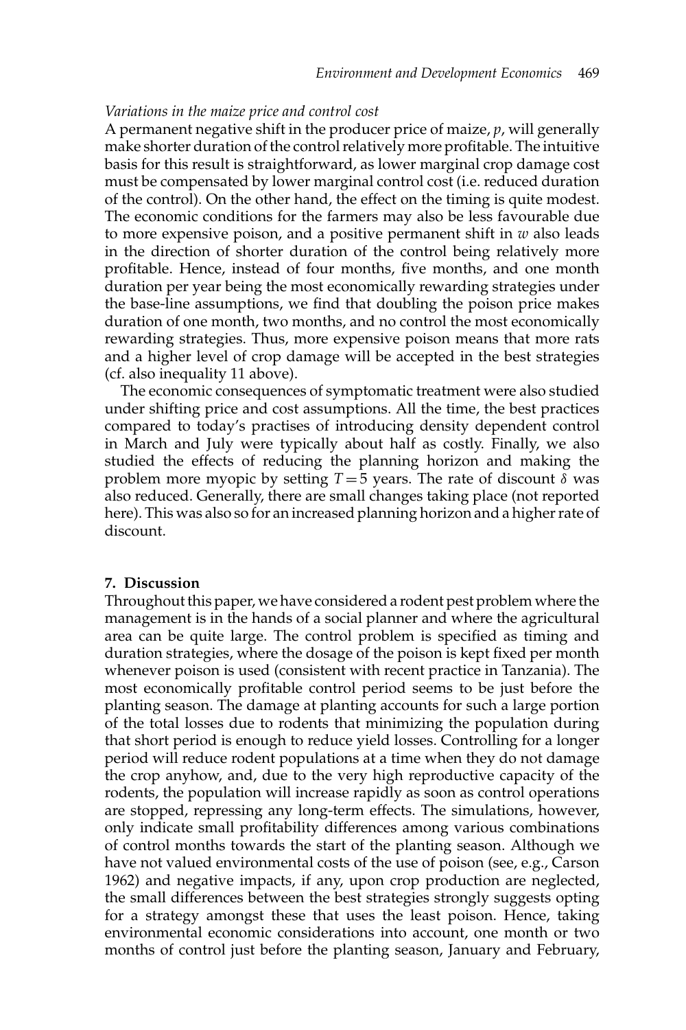*Variations in the maize price and control cost*

A permanent negative shift in the producer price of maize, $p$, will generally make shorter duration of the control relatively more profitable. The intuitive basis for this result is straightforward, as lower marginal crop damage cost must be compensated by lower marginal control cost (i.e. reduced duration of the control). On the other hand, the effect on the timing is quite modest. The economic conditions for the farmers may also be less favourable due to more expensive poison, and a positive permanent shift in $w$ also leads in the direction of shorter duration of the control being relatively more profitable. Hence, instead of four months, five months, and one month duration per year being the most economically rewarding strategies under the base-line assumptions, we find that doubling the poison price makes duration of one month, two months, and no control the most economically rewarding strategies. Thus, more expensive poison means that more rats and a higher level of crop damage will be accepted in the best strategies (cf. also inequality 11 above).

The economic consequences of symptomatic treatment were also studied under shifting price and cost assumptions. All the time, the best practices compared to today's practises of introducing density dependent control in March and July were typically about half as costly. Finally, we also studied the effects of reducing the planning horizon and making the problem more myopic by setting $T = 5$ years. The rate of discount $\delta$ was also reduced. Generally, there are small changes taking place (not reported here). This was also so for an increased planning horizon and a higher rate of discount.

## 7. Discussion

Throughout this paper, we have considered a rodent pest problem where the management is in the hands of a social planner and where the agricultural area can be quite large. The control problem is specified as timing and duration strategies, where the dosage of the poison is kept fixed per month whenever poison is used (consistent with recent practice in Tanzania). The most economically profitable control period seems to be just before the planting season. The damage at planting accounts for such a large portion of the total losses due to rodents that minimizing the population during that short period is enough to reduce yield losses. Controlling for a longer period will reduce rodent populations at a time when they do not damage the crop anyhow, and, due to the very high reproductive capacity of the rodents, the population will increase rapidly as soon as control operations are stopped, repressing any long-term effects. The simulations, however, only indicate small profitability differences among various combinations of control months towards the start of the planting season. Although we have not valued environmental costs of the use of poison (see, e.g., Carson 1962) and negative impacts, if any, upon crop production are neglected, the small differences between the best strategies strongly suggests opting for a strategy amongst these that uses the least poison. Hence, taking environmental economic considerations into account, one month or two months of control just before the planting season, January and February,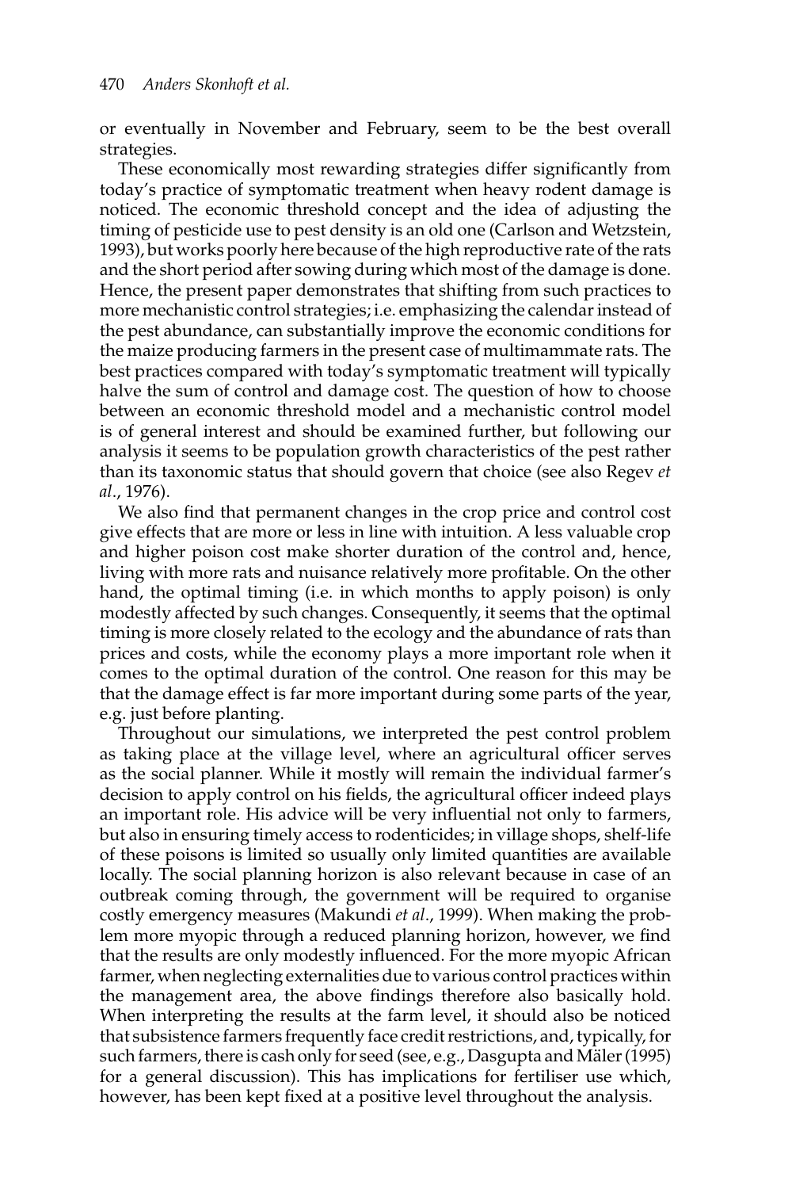or eventually in November and February, seem to be the best overall strategies.

These economically most rewarding strategies differ significantly from today's practice of symptomatic treatment when heavy rodent damage is noticed. The economic threshold concept and the idea of adjusting the timing of pesticide use to pest density is an old one (Carlson and Wetzstein, 1993), but works poorly here because of the high reproductive rate of the rats and the short period after sowing during which most of the damage is done. Hence, the present paper demonstrates that shifting from such practices to more mechanistic control strategies; i.e. emphasizing the calendar instead of the pest abundance, can substantially improve the economic conditions for the maize producing farmers in the present case of multimammate rats. The best practices compared with today's symptomatic treatment will typically halve the sum of control and damage cost. The question of how to choose between an economic threshold model and a mechanistic control model is of general interest and should be examined further, but following our analysis it seems to be population growth characteristics of the pest rather than its taxonomic status that should govern that choice (see also Regev *et al*., 1976).

We also find that permanent changes in the crop price and control cost give effects that are more or less in line with intuition. A less valuable crop and higher poison cost make shorter duration of the control and, hence, living with more rats and nuisance relatively more profitable. On the other hand, the optimal timing (i.e. in which months to apply poison) is only modestly affected by such changes. Consequently, it seems that the optimal timing is more closely related to the ecology and the abundance of rats than prices and costs, while the economy plays a more important role when it comes to the optimal duration of the control. One reason for this may be that the damage effect is far more important during some parts of the year, e.g. just before planting.

Throughout our simulations, we interpreted the pest control problem as taking place at the village level, where an agricultural officer serves as the social planner. While it mostly will remain the individual farmer's decision to apply control on his fields, the agricultural officer indeed plays an important role. His advice will be very influential not only to farmers, but also in ensuring timely access to rodenticides; in village shops, shelf-life of these poisons is limited so usually only limited quantities are available locally. The social planning horizon is also relevant because in case of an outbreak coming through, the government will be required to organise costly emergency measures (Makundi *et al*., 1999). When making the problem more myopic through a reduced planning horizon, however, we find that the results are only modestly influenced. For the more myopic African farmer, when neglecting externalities due to various control practices within the management area, the above findings therefore also basically hold. When interpreting the results at the farm level, it should also be noticed that subsistence farmers frequently face credit restrictions, and, typically, for such farmers, there is cash only for seed (see, e.g., Dasgupta and Mäler (1995) for a general discussion). This has implications for fertiliser use which, however, has been kept fixed at a positive level throughout the analysis.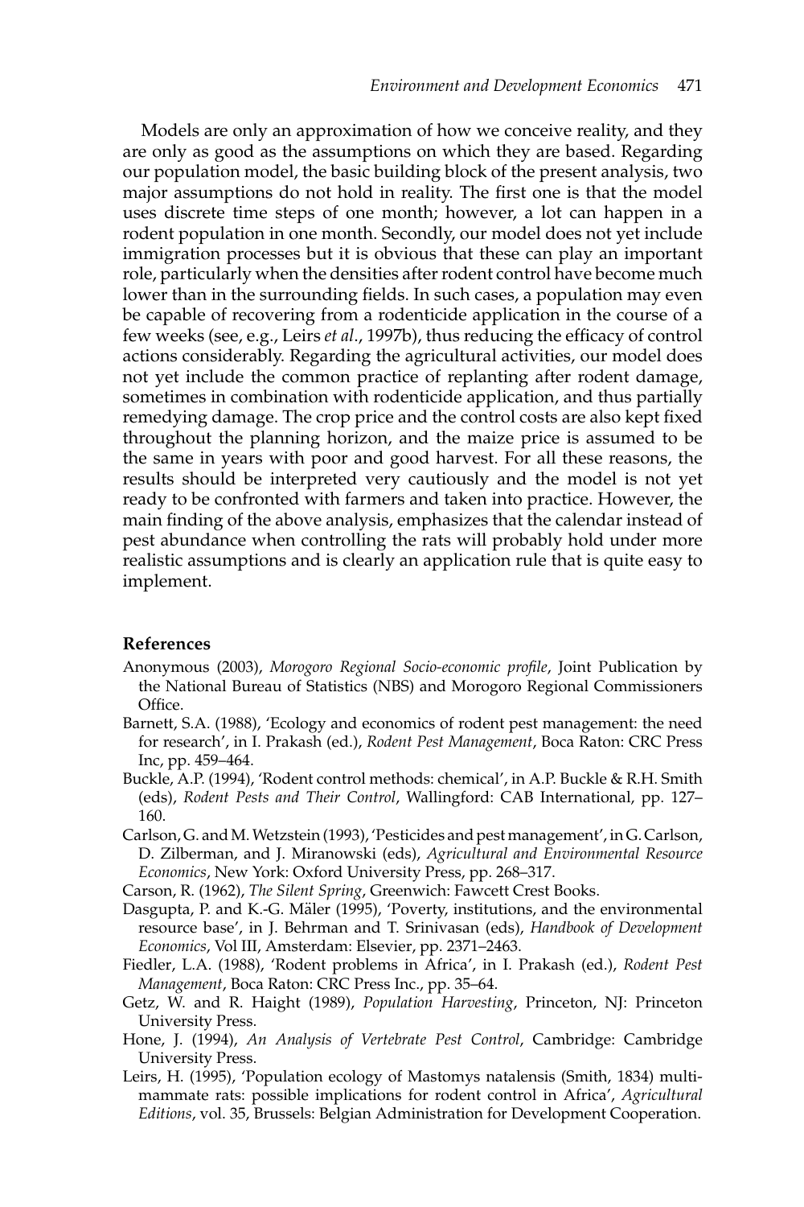Models are only an approximation of how we conceive reality, and they are only as good as the assumptions on which they are based. Regarding our population model, the basic building block of the present analysis, two major assumptions do not hold in reality. The first one is that the model uses discrete time steps of one month; however, a lot can happen in a rodent population in one month. Secondly, our model does not yet include immigration processes but it is obvious that these can play an important role, particularly when the densities after rodent control have become much lower than in the surrounding fields. In such cases, a population may even be capable of recovering from a rodenticide application in the course of a few weeks (see, e.g., Leirs *et al*., 1997b), thus reducing the efficacy of control actions considerably. Regarding the agricultural activities, our model does not yet include the common practice of replanting after rodent damage, sometimes in combination with rodenticide application, and thus partially remedying damage. The crop price and the control costs are also kept fixed throughout the planning horizon, and the maize price is assumed to be the same in years with poor and good harvest. For all these reasons, the results should be interpreted very cautiously and the model is not yet ready to be confronted with farmers and taken into practice. However, the main finding of the above analysis, emphasizes that the calendar instead of pest abundance when controlling the rats will probably hold under more realistic assumptions and is clearly an application rule that is quite easy to implement.

## References

Anonymous (2003), *Morogoro Regional Socio-economic profile*, Joint Publication by the National Bureau of Statistics (NBS) and Morogoro Regional Commissioners Office.

Barnett, S.A. (1988), 'Ecology and economics of rodent pest management: the need for research', in I. Prakash (ed.), *Rodent Pest Management*, Boca Raton: CRC Press Inc, pp. 459–464.

Buckle, A.P. (1994), 'Rodent control methods: chemical', in A.P. Buckle & R.H. Smith (eds), *Rodent Pests and Their Control*, Wallingford: CAB International, pp. 127–160.

Carlson, G. and M. Wetzstein (1993), 'Pesticides and pest management', in G. Carlson, D. Zilberman, and J. Miranowski (eds), *Agricultural and Environmental Resource Economics*, New York: Oxford University Press, pp. 268–317.

Carson, R. (1962), *The Silent Spring*, Greenwich: Fawcett Crest Books.

Dasgupta, P. and K.-G. Mäler (1995), 'Poverty, institutions, and the environmental resource base', in J. Behrman and T. Srinivasan (eds), *Handbook of Development Economics*, Vol III, Amsterdam: Elsevier, pp. 2371–2463.

Fiedler, L.A. (1988), 'Rodent problems in Africa', in I. Prakash (ed.), *Rodent Pest Management*, Boca Raton: CRC Press Inc., pp. 35–64.

Getz, W. and R. Haight (1989), *Population Harvesting*, Princeton, NJ: Princeton University Press.

Hone, J. (1994), *An Analysis of Vertebrate Pest Control*, Cambridge: Cambridge University Press.

Leirs, H. (1995), 'Population ecology of Mastomys natalensis (Smith, 1834) multi-mammate rats: possible implications for rodent control in Africa', *Agricultural Editions*, vol. 35, Brussels: Belgian Administration for Development Cooperation.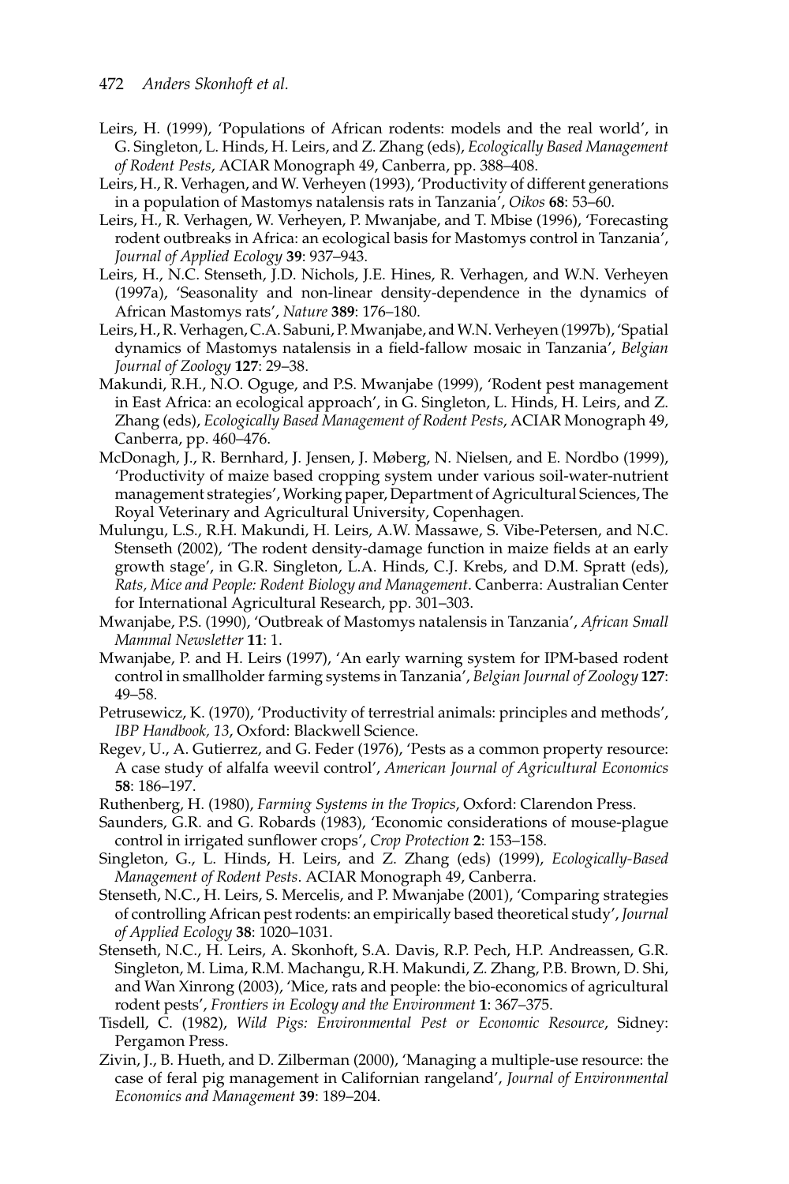Leirs, H. (1999), 'Populations of African rodents: models and the real world', in G. Singleton, L. Hinds, H. Leirs, and Z. Zhang (eds), *Ecologically Based Management of Rodent Pests*, ACIAR Monograph 49, Canberra, pp. 388–408.

Leirs, H., R. Verhagen, and W. Verheyen (1993), 'Productivity of different generations in a population of Mastomys natalensis rats in Tanzania', *Oikos* **68**: 53–60.

Leirs, H., R. Verhagen, W. Verheyen, P. Mwanjabe, and T. Mbise (1996), 'Forecasting rodent outbreaks in Africa: an ecological basis for Mastomys control in Tanzania', *Journal of Applied Ecology* **39**: 937–943.

Leirs, H., N.C. Stenseth, J.D. Nichols, J.E. Hines, R. Verhagen, and W.N. Verheyen (1997a), 'Seasonality and non-linear density-dependence in the dynamics of African Mastomys rats', *Nature* **389**: 176–180.

Leirs, H., R. Verhagen, C.A. Sabuni, P. Mwanjabe, and W.N. Verheyen (1997b), 'Spatial dynamics of Mastomys natalensis in a field-fallow mosaic in Tanzania', *Belgian Journal of Zoology* **127**: 29–38.

Makundi, R.H., N.O. Oguge, and P.S. Mwanjabe (1999), 'Rodent pest management in East Africa: an ecological approach', in G. Singleton, L. Hinds, H. Leirs, and Z. Zhang (eds), *Ecologically Based Management of Rodent Pests*, ACIAR Monograph 49, Canberra, pp. 460–476.

McDonagh, J., R. Bernhard, J. Jensen, J. Møberg, N. Nielsen, and E. Nordbo (1999), 'Productivity of maize based cropping system under various soil-water-nutrient management strategies', Working paper, Department of Agricultural Sciences, The Royal Veterinary and Agricultural University, Copenhagen.

Mulungu, L.S., R.H. Makundi, H. Leirs, A.W. Massawe, S. Vibe-Petersen, and N.C. Stenseth (2002), 'The rodent density-damage function in maize fields at an early growth stage', in G.R. Singleton, L.A. Hinds, C.J. Krebs, and D.M. Spratt (eds), *Rats, Mice and People: Rodent Biology and Management*. Canberra: Australian Center for International Agricultural Research, pp. 301–303.

Mwanjabe, P.S. (1990), 'Outbreak of Mastomys natalensis in Tanzania', *African Small Mammal Newsletter* **11**: 1.

Mwanjabe, P. and H. Leirs (1997), 'An early warning system for IPM-based rodent control in smallholder farming systems in Tanzania', *Belgian Journal of Zoology* **127**: 49–58.

Petrusewicz, K. (1970), 'Productivity of terrestrial animals: principles and methods', *IBP Handbook, 13*, Oxford: Blackwell Science.

Regev, U., A. Gutierrez, and G. Feder (1976), 'Pests as a common property resource: A case study of alfalfa weevil control', *American Journal of Agricultural Economics* **58**: 186–197.

Ruthenberg, H. (1980), *Farming Systems in the Tropics*, Oxford: Clarendon Press.

Saunders, G.R. and G. Robards (1983), 'Economic considerations of mouse-plague control in irrigated sunflower crops', *Crop Protection* **2**: 153–158.

Singleton, G., L. Hinds, H. Leirs, and Z. Zhang (eds) (1999), *Ecologically-Based Management of Rodent Pests*. ACIAR Monograph 49, Canberra.

Stenseth, N.C., H. Leirs, S. Mercelis, and P. Mwanjabe (2001), 'Comparing strategies of controlling African pest rodents: an empirically based theoretical study', *Journal of Applied Ecology* **38**: 1020–1031.

Stenseth, N.C., H. Leirs, A. Skonhoft, S.A. Davis, R.P. Pech, H.P. Andreassen, G.R. Singleton, M. Lima, R.M. Machangu, R.H. Makundi, Z. Zhang, P.B. Brown, D. Shi, and Wan Xinrong (2003), 'Mice, rats and people: the bio-economics of agricultural rodent pests', *Frontiers in Ecology and the Environment* **1**: 367–375.

Tisdell, C. (1982), *Wild Pigs: Environmental Pest or Economic Resource*, Sidney: Pergamon Press.

Zivin, J., B. Hueth, and D. Zilberman (2000), 'Managing a multiple-use resource: the case of feral pig management in Californian rangeland', *Journal of Environmental Economics and Management* **39**: 189–204.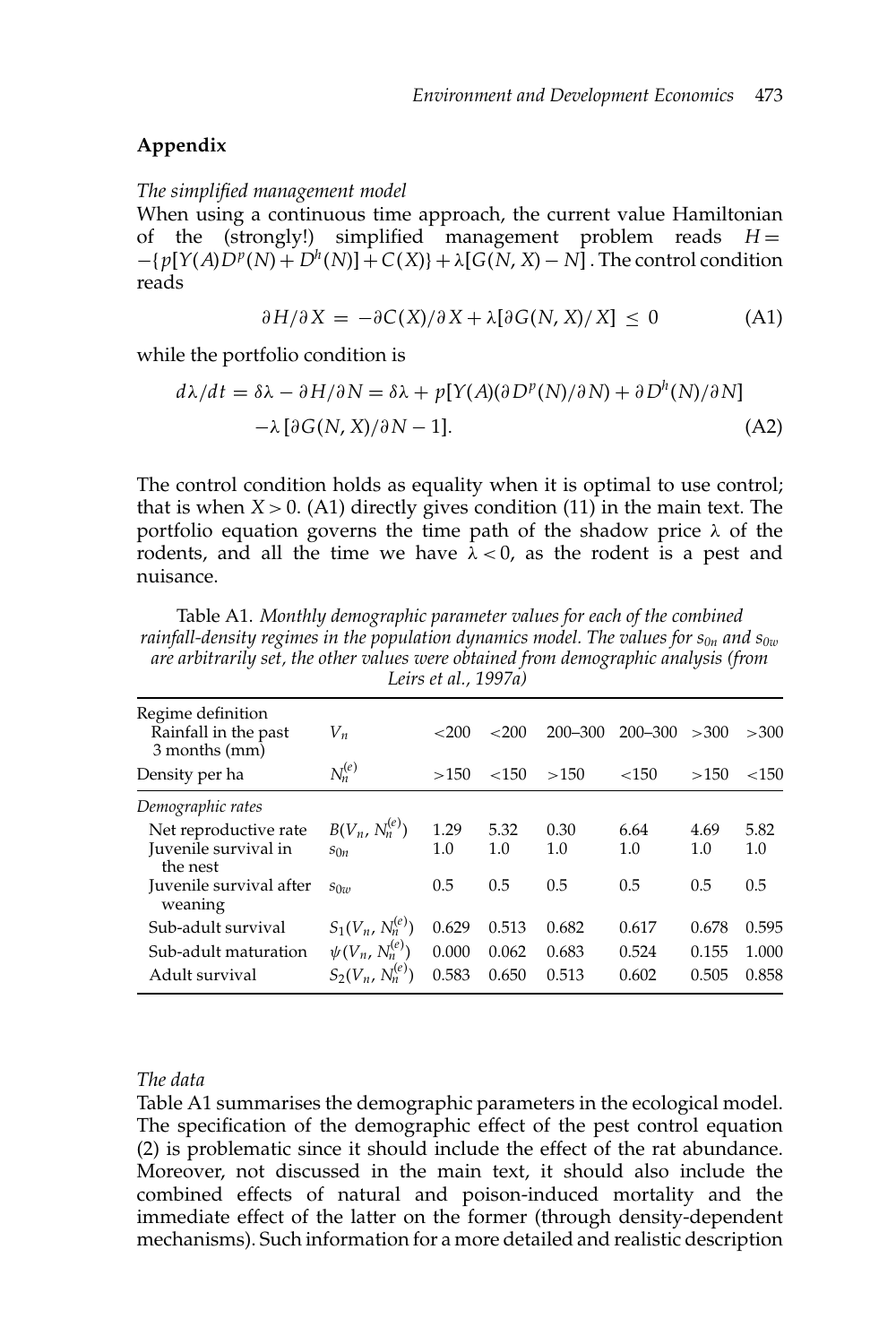## Appendix

*The simplified management model*

When using a continuous time approach, the current value Hamiltonian of the (strongly!) simplified management problem reads $H = -\{p[Y(A)D^p(N) + D^h(N)] + C(X)\} + \lambda[G(N, X) - N]$. The control condition reads

$$\partial H/\partial X = -\partial C(X)/\partial X + \lambda[\partial G(N, X)/X] \leq 0 \tag{A1}$$

while the portfolio condition is

$$\begin{aligned} d\lambda/dt = \delta\lambda - \partial H/\partial N &= \delta\lambda + p[Y(A)(\partial D^p(N)/\partial N) + \partial D^h(N)/\partial N] \\ &- \lambda\,[\partial G(N, X)/\partial N - 1]. \end{aligned} \tag{A2}$$

The control condition holds as equality when it is optimal to use control; that is when $X > 0$. (A1) directly gives condition (11) in the main text. The portfolio equation governs the time path of the shadow price $\lambda$ of the rodents, and all the time we have $\lambda < 0$, as the rodent is a pest and nuisance.

Table A1. *Monthly demographic parameter values for each of the combined rainfall-density regimes in the population dynamics model. The values for $s_{0n}$ and $s_{0w}$ are arbitrarily set, the other values were obtained from demographic analysis (from Leirs et al., 1997a)*

| Regime definition | | | | | | | |
|---|---|---|---|---|---|---|---|
| Rainfall in the past 3 months (mm) | $V_n$ | <200 | <200 | 200–300 | 200–300 | >300 | >300 |
| Density per ha | $N_n^{(e)}$ | >150 | <150 | >150 | <150 | >150 | <150 |
| *Demographic rates* | | | | | | | |
| Net reproductive rate | $B(V_n, N_n^{(e)})$ | 1.29 | 5.32 | 0.30 | 6.64 | 4.69 | 5.82 |
| Juvenile survival in the nest | $s_{0n}$ | 1.0 | 1.0 | 1.0 | 1.0 | 1.0 | 1.0 |
| Juvenile survival after weaning | $s_{0w}$ | 0.5 | 0.5 | 0.5 | 0.5 | 0.5 | 0.5 |
| Sub-adult survival | $S_1(V_n, N_n^{(e)})$ | 0.629 | 0.513 | 0.682 | 0.617 | 0.678 | 0.595 |
| Sub-adult maturation | $\psi(V_n, N_n^{(e)})$ | 0.000 | 0.062 | 0.683 | 0.524 | 0.155 | 1.000 |
| Adult survival | $S_2(V_n, N_n^{(e)})$ | 0.583 | 0.650 | 0.513 | 0.602 | 0.505 | 0.858 |

*The data*

Table A1 summarises the demographic parameters in the ecological model. The specification of the demographic effect of the pest control equation (2) is problematic since it should include the effect of the rat abundance. Moreover, not discussed in the main text, it should also include the combined effects of natural and poison-induced mortality and the immediate effect of the latter on the former (through density-dependent mechanisms). Such information for a more detailed and realistic description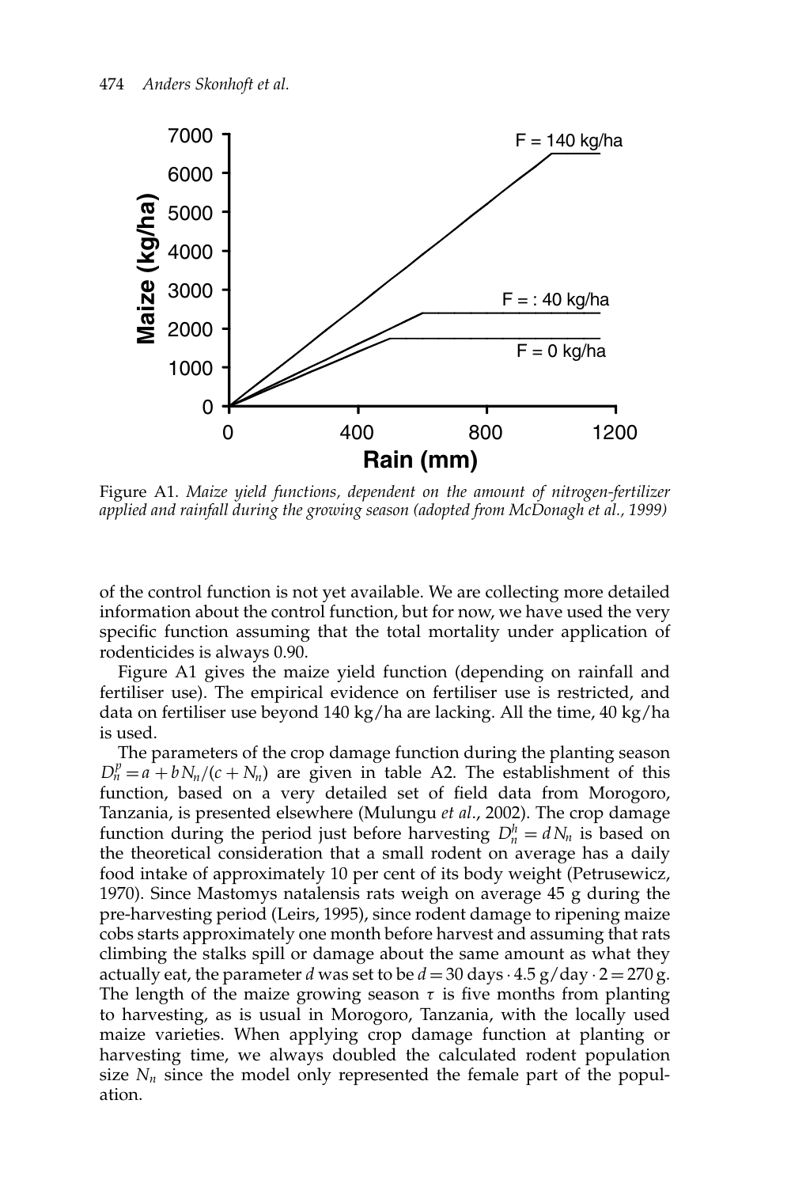Figure A1. *Maize yield functions, dependent on the amount of nitrogen-fertilizer applied and rainfall during the growing season (adopted from McDonagh et al., 1999)*

of the control function is not yet available. We are collecting more detailed information about the control function, but for now, we have used the very specific function assuming that the total mortality under application of rodenticides is always 0.90.

Figure A1 gives the maize yield function (depending on rainfall and fertiliser use). The empirical evidence on fertiliser use is restricted, and data on fertiliser use beyond 140 kg/ha are lacking. All the time, 40 kg/ha is used.

The parameters of the crop damage function during the planting season $D_n^p = a + bN_n/(c + N_n)$ are given in table A2. The establishment of this function, based on a very detailed set of field data from Morogoro, Tanzania, is presented elsewhere (Mulungu *et al.*, 2002). The crop damage function during the period just before harvesting $D_n^h = dN_n$ is based on the theoretical consideration that a small rodent on average has a daily food intake of approximately 10 per cent of its body weight (Petrusewicz, 1970). Since Mastomys natalensis rats weigh on average 45 g during the pre-harvesting period (Leirs, 1995), since rodent damage to ripening maize cobs starts approximately one month before harvest and assuming that rats climbing the stalks spill or damage about the same amount as what they actually eat, the parameter $d$ was set to be $d = 30 \text{ days} \cdot 4.5 \text{ g/day} \cdot 2 = 270 \text{ g}$. The length of the maize growing season $\tau$ is five months from planting to harvesting, as is usual in Morogoro, Tanzania, with the locally used maize varieties. When applying crop damage function at planting or harvesting time, we always doubled the calculated rodent population size $N_n$ since the model only represented the female part of the population.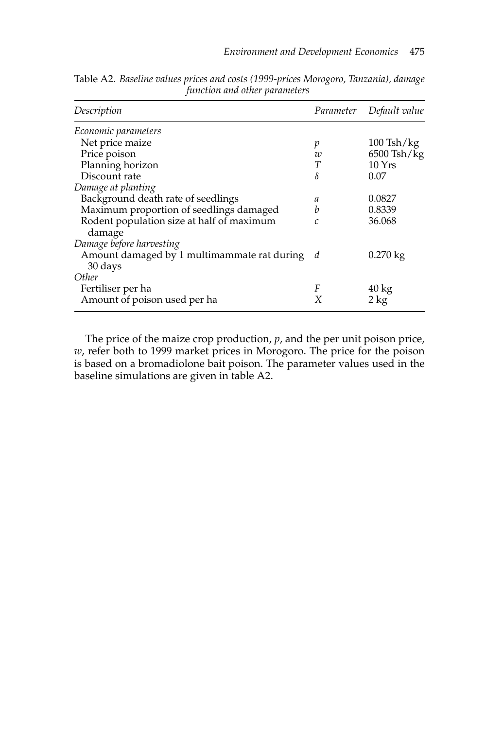Table A2. *Baseline values prices and costs (1999-prices Morogoro, Tanzania), damage function and other parameters*

| *Description* | *Parameter* | *Default value* |
|---|---|---|
| *Economic parameters* | | |
| Net price maize | $p$ | 100 Tsh/kg |
| Price poison | $w$ | 6500 Tsh/kg |
| Planning horizon | $T$ | 10 Yrs |
| Discount rate | $\delta$ | 0.07 |
| *Damage at planting* | | |
| Background death rate of seedlings | $a$ | 0.0827 |
| Maximum proportion of seedlings damaged | $b$ | 0.8339 |
| Rodent population size at half of maximum damage | $c$ | 36.068 |
| *Damage before harvesting* | | |
| Amount damaged by 1 multimammate rat during 30 days | $d$ | 0.270 kg |
| *Other* | | |
| Fertiliser per ha | $F$ | 40 kg |
| Amount of poison used per ha | $X$ | 2 kg |

The price of the maize crop production, $p$, and the per unit poison price, $w$, refer both to 1999 market prices in Morogoro. The price for the poison is based on a bromadiolone bait poison. The parameter values used in the baseline simulations are given in table A2.